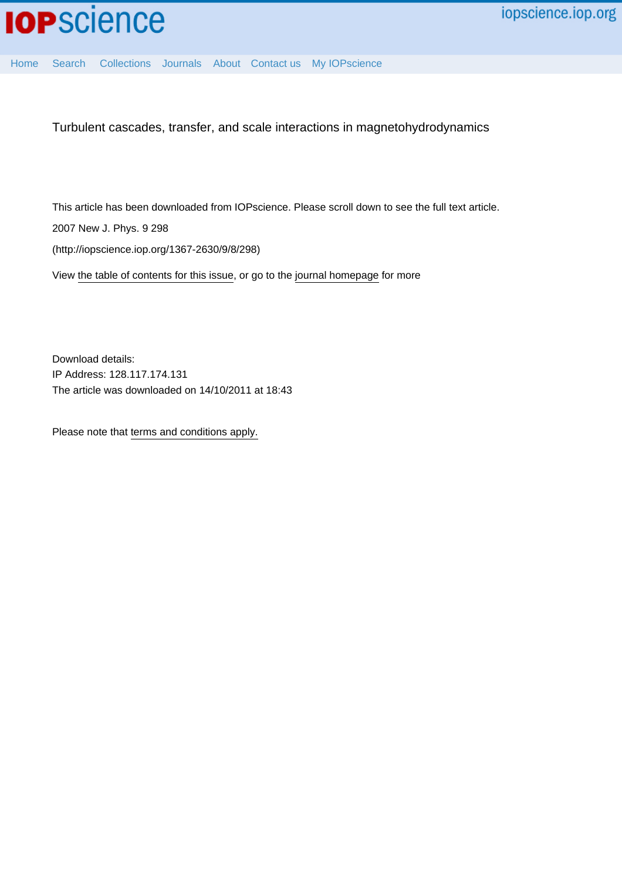Turbulent cascades, transfer, and scale interactions in magnetohydrodynamics

This article has been downloaded from IOPscience. Please scroll down to see the full text article.

2007 New J. Phys. 9 298

(http://iopscience.iop.org/1367-2630/9/8/298)

View the table of contents for this issue, or go to the journal homepage for more

Download details:
IP Address: 128.117.174.131
The article was downloaded on 14/10/2011 at 18:43

Please note that terms and conditions apply.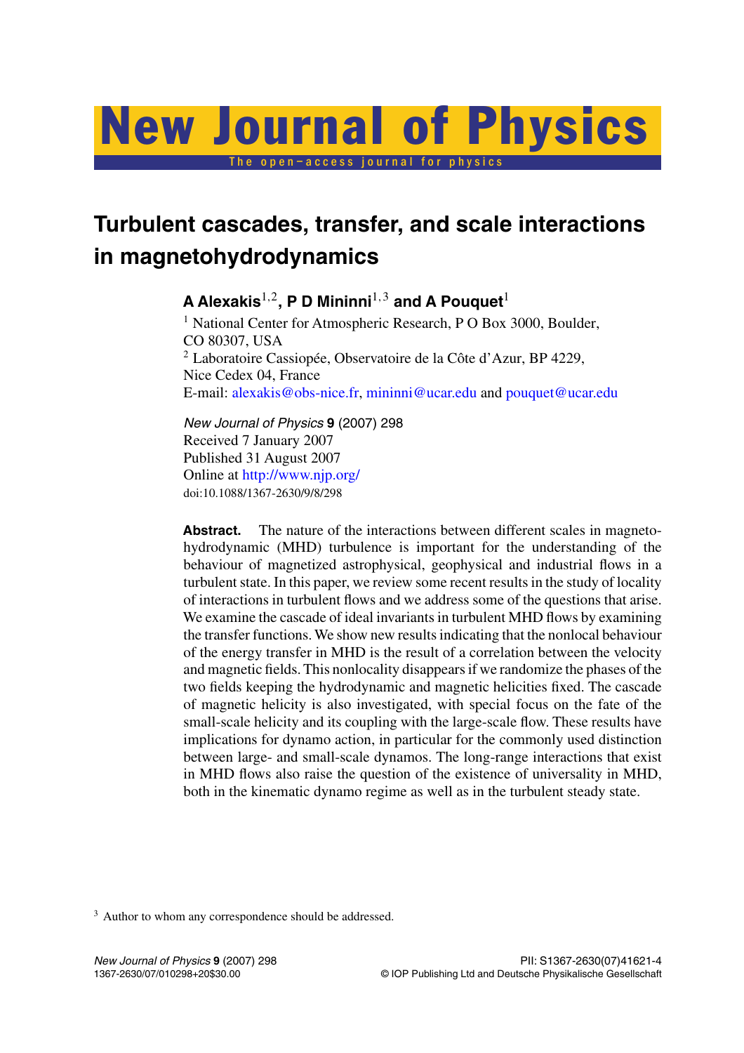# Turbulent cascades, transfer, and scale interactions in magnetohydrodynamics

**A Alexakis[1,2], P D Mininni[1,3] and A Pouquet[1]**

[1] National Center for Atmospheric Research, P O Box 3000, Boulder, CO 80307, USA

[2] Laboratoire Cassiopée, Observatoire de la Côte d'Azur, BP 4229, Nice Cedex 04, France

E-mail: alexakis@obs-nice.fr, mininni@ucar.edu and pouquet@ucar.edu

*New Journal of Physics* **9** (2007) 298

Received 7 January 2007

Published 31 August 2007

Online at http://www.njp.org/

doi:10.1088/1367-2630/9/8/298

**Abstract.** The nature of the interactions between different scales in magnetohydrodynamic (MHD) turbulence is important for the understanding of the behaviour of magnetized astrophysical, geophysical and industrial flows in a turbulent state. In this paper, we review some recent results in the study of locality of interactions in turbulent flows and we address some of the questions that arise. We examine the cascade of ideal invariants in turbulent MHD flows by examining the transfer functions. We show new results indicating that the nonlocal behaviour of the energy transfer in MHD is the result of a correlation between the velocity and magnetic fields. This nonlocality disappears if we randomize the phases of the two fields keeping the hydrodynamic and magnetic helicities fixed. The cascade of magnetic helicity is also investigated, with special focus on the fate of the small-scale helicity and its coupling with the large-scale flow. These results have implications for dynamo action, in particular for the commonly used distinction between large- and small-scale dynamos. The long-range interactions that exist in MHD flows also raise the question of the existence of universality in MHD, both in the kinematic dynamo regime as well as in the turbulent steady state.

[3] Author to whom any correspondence should be addressed.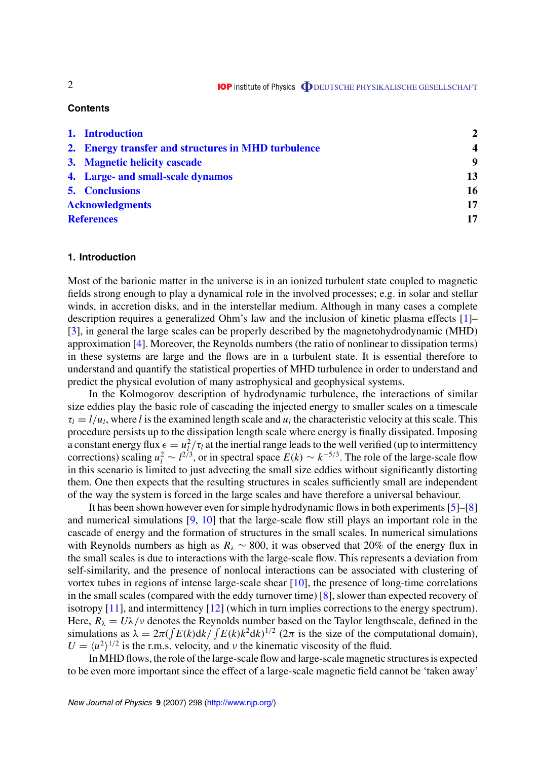## Contents

1. Introduction 2
2. Energy transfer and structures in MHD turbulence 4
3. Magnetic helicity cascade 9
4. Large- and small-scale dynamos 13
5. Conclusions 16

Acknowledgments 17

References 17

## 1. Introduction

Most of the barionic matter in the universe is in an ionized turbulent state coupled to magnetic fields strong enough to play a dynamical role in the involved processes; e.g. in solar and stellar winds, in accretion disks, and in the interstellar medium. Although in many cases a complete description requires a generalized Ohm's law and the inclusion of kinetic plasma effects [1]–[3], in general the large scales can be properly described by the magnetohydrodynamic (MHD) approximation [4]. Moreover, the Reynolds numbers (the ratio of nonlinear to dissipation terms) in these systems are large and the flows are in a turbulent state. It is essential therefore to understand and quantify the statistical properties of MHD turbulence in order to understand and predict the physical evolution of many astrophysical and geophysical systems.

In the Kolmogorov description of hydrodynamic turbulence, the interactions of similar size eddies play the basic role of cascading the injected energy to smaller scales on a timescale $\tau_l = l/u_l$, where $l$ is the examined length scale and $u_l$ the characteristic velocity at this scale. This procedure persists up to the dissipation length scale where energy is finally dissipated. Imposing a constant energy flux $\epsilon = u_l^2/\tau_l$ at the inertial range leads to the well verified (up to intermittency corrections) scaling $u_l^2 \sim l^{2/3}$, or in spectral space $E(k) \sim k^{-5/3}$. The role of the large-scale flow in this scenario is limited to just advecting the small size eddies without significantly distorting them. One then expects that the resulting structures in scales sufficiently small are independent of the way the system is forced in the large scales and have therefore a universal behaviour.

It has been shown however even for simple hydrodynamic flows in both experiments [5]–[8] and numerical simulations [9, 10] that the large-scale flow still plays an important role in the cascade of energy and the formation of structures in the small scales. In numerical simulations with Reynolds numbers as high as $R_\lambda \sim 800$, it was observed that 20% of the energy flux in the small scales is due to interactions with the large-scale flow. This represents a deviation from self-similarity, and the presence of nonlocal interactions can be associated with clustering of vortex tubes in regions of intense large-scale shear [10], the presence of long-time correlations in the small scales (compared with the eddy turnover time) [8], slower than expected recovery of isotropy [11], and intermittency [12] (which in turn implies corrections to the energy spectrum). Here, $R_\lambda = U\lambda/\nu$ denotes the Reynolds number based on the Taylor lengthscale, defined in the simulations as $\lambda = 2\pi(\int E(k)\mathrm{d}k/\int E(k)k^2\mathrm{d}k)^{1/2}$ ($2\pi$ is the size of the computational domain), $U = \langle u^2\rangle^{1/2}$ is the r.m.s. velocity, and $\nu$ the kinematic viscosity of the fluid.

In MHD flows, the role of the large-scale flow and large-scale magnetic structures is expected to be even more important since the effect of a large-scale magnetic field cannot be 'taken away'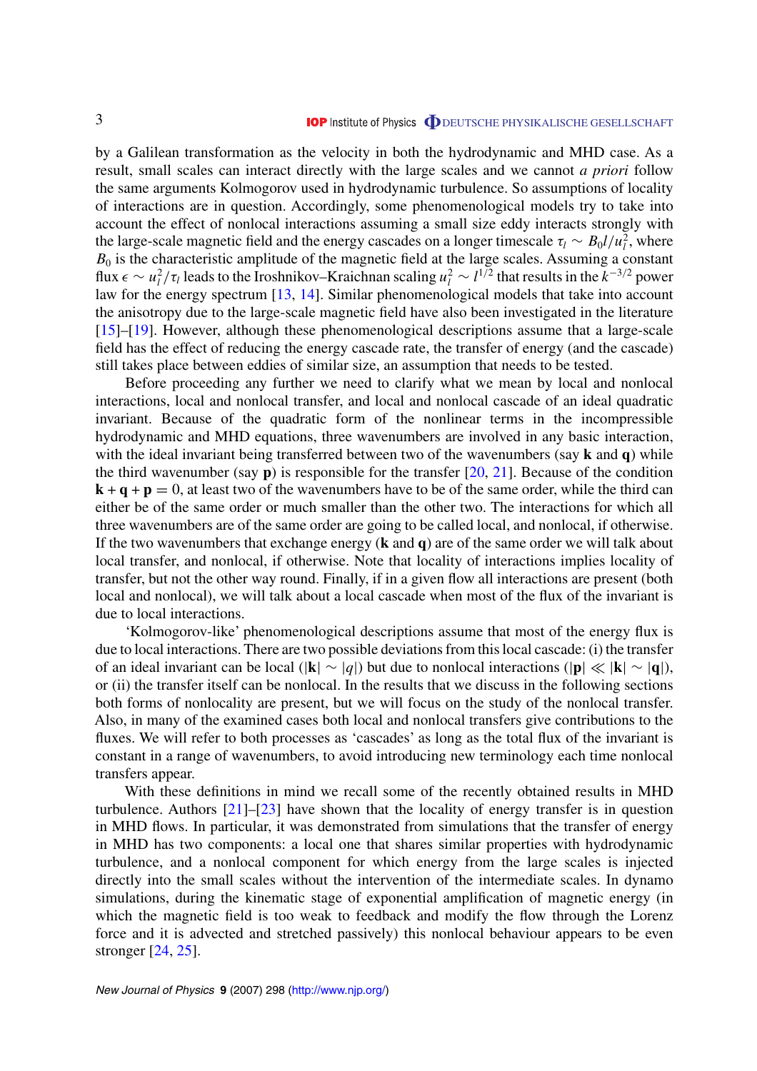by a Galilean transformation as the velocity in both the hydrodynamic and MHD case. As a result, small scales can interact directly with the large scales and we cannot *a priori* follow the same arguments Kolmogorov used in hydrodynamic turbulence. So assumptions of locality of interactions are in question. Accordingly, some phenomenological models try to take into account the effect of nonlocal interactions assuming a small size eddy interacts strongly with the large-scale magnetic field and the energy cascades on a longer timescale $\tau_l \sim B_0 l/u_l^2$, where $B_0$ is the characteristic amplitude of the magnetic field at the large scales. Assuming a constant flux $\epsilon \sim u_l^2/\tau_l$ leads to the Iroshnikov–Kraichnan scaling $u_l^2 \sim l^{1/2}$ that results in the $k^{-3/2}$ power law for the energy spectrum [13, 14]. Similar phenomenological models that take into account the anisotropy due to the large-scale magnetic field have also been investigated in the literature [15]–[19]. However, although these phenomenological descriptions assume that a large-scale field has the effect of reducing the energy cascade rate, the transfer of energy (and the cascade) still takes place between eddies of similar size, an assumption that needs to be tested.

Before proceeding any further we need to clarify what we mean by local and nonlocal interactions, local and nonlocal transfer, and local and nonlocal cascade of an ideal quadratic invariant. Because of the quadratic form of the nonlinear terms in the incompressible hydrodynamic and MHD equations, three wavenumbers are involved in any basic interaction, with the ideal invariant being transferred between two of the wavenumbers (say $\mathbf{k}$ and $\mathbf{q}$) while the third wavenumber (say $\mathbf{p}$) is responsible for the transfer [20, 21]. Because of the condition $\mathbf{k}+\mathbf{q}+\mathbf{p}=0$, at least two of the wavenumbers have to be of the same order, while the third can either be of the same order or much smaller than the other two. The interactions for which all three wavenumbers are of the same order are going to be called local, and nonlocal, if otherwise. If the two wavenumbers that exchange energy ($\mathbf{k}$ and $\mathbf{q}$) are of the same order we will talk about local transfer, and nonlocal, if otherwise. Note that locality of interactions implies locality of transfer, but not the other way round. Finally, if in a given flow all interactions are present (both local and nonlocal), we will talk about a local cascade when most of the flux of the invariant is due to local interactions.

'Kolmogorov-like' phenomenological descriptions assume that most of the energy flux is due to local interactions. There are two possible deviations from this local cascade: (i) the transfer of an ideal invariant can be local ($|\mathbf{k}| \sim |q|$) but due to nonlocal interactions ($|\mathbf{p}| \ll |\mathbf{k}| \sim |\mathbf{q}|$), or (ii) the transfer itself can be nonlocal. In the results that we discuss in the following sections both forms of nonlocality are present, but we will focus on the study of the nonlocal transfer. Also, in many of the examined cases both local and nonlocal transfers give contributions to the fluxes. We will refer to both processes as 'cascades' as long as the total flux of the invariant is constant in a range of wavenumbers, to avoid introducing new terminology each time nonlocal transfers appear.

With these definitions in mind we recall some of the recently obtained results in MHD turbulence. Authors [21]–[23] have shown that the locality of energy transfer is in question in MHD flows. In particular, it was demonstrated from simulations that the transfer of energy in MHD has two components: a local one that shares similar properties with hydrodynamic turbulence, and a nonlocal component for which energy from the large scales is injected directly into the small scales without the intervention of the intermediate scales. In dynamo simulations, during the kinematic stage of exponential amplification of magnetic energy (in which the magnetic field is too weak to feedback and modify the flow through the Lorenz force and it is advected and stretched passively) this nonlocal behaviour appears to be even stronger [24, 25].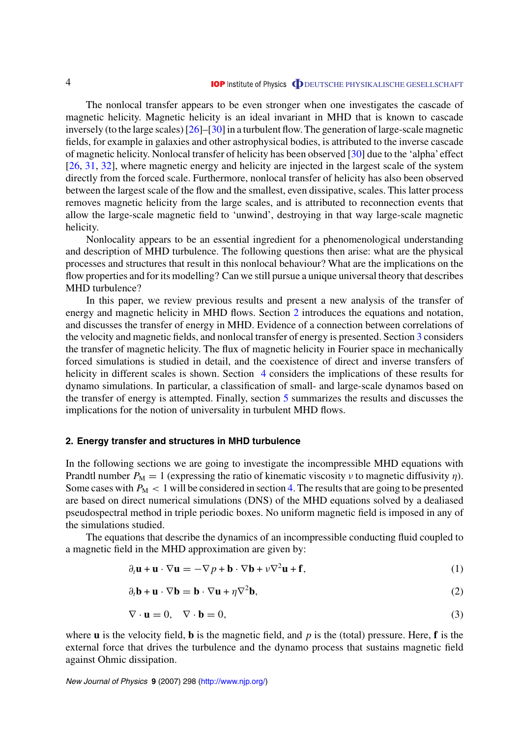The nonlocal transfer appears to be even stronger when one investigates the cascade of magnetic helicity. Magnetic helicity is an ideal invariant in MHD that is known to cascade inversely (to the large scales) [26]–[30] in a turbulent flow. The generation of large-scale magnetic fields, for example in galaxies and other astrophysical bodies, is attributed to the inverse cascade of magnetic helicity. Nonlocal transfer of helicity has been observed [30] due to the 'alpha' effect [26, 31, 32], where magnetic energy and helicity are injected in the largest scale of the system directly from the forced scale. Furthermore, nonlocal transfer of helicity has also been observed between the largest scale of the flow and the smallest, even dissipative, scales. This latter process removes magnetic helicity from the large scales, and is attributed to reconnection events that allow the large-scale magnetic field to 'unwind', destroying in that way large-scale magnetic helicity.

Nonlocality appears to be an essential ingredient for a phenomenological understanding and description of MHD turbulence. The following questions then arise: what are the physical processes and structures that result in this nonlocal behaviour? What are the implications on the flow properties and for its modelling? Can we still pursue a unique universal theory that describes MHD turbulence?

In this paper, we review previous results and present a new analysis of the transfer of energy and magnetic helicity in MHD flows. Section 2 introduces the equations and notation, and discusses the transfer of energy in MHD. Evidence of a connection between correlations of the velocity and magnetic fields, and nonlocal transfer of energy is presented. Section 3 considers the transfer of magnetic helicity. The flux of magnetic helicity in Fourier space in mechanically forced simulations is studied in detail, and the coexistence of direct and inverse transfers of helicity in different scales is shown. Section 4 considers the implications of these results for dynamo simulations. In particular, a classification of small- and large-scale dynamos based on the transfer of energy is attempted. Finally, section 5 summarizes the results and discusses the implications for the notion of universality in turbulent MHD flows.

## 2. Energy transfer and structures in MHD turbulence

In the following sections we are going to investigate the incompressible MHD equations with Prandtl number $P_M = 1$ (expressing the ratio of kinematic viscosity $\nu$ to magnetic diffusivity $\eta$). Some cases with $P_M < 1$ will be considered in section 4. The results that are going to be presented are based on direct numerical simulations (DNS) of the MHD equations solved by a dealiased pseudospectral method in triple periodic boxes. No uniform magnetic field is imposed in any of the simulations studied.

The equations that describe the dynamics of an incompressible conducting fluid coupled to a magnetic field in the MHD approximation are given by:

$$\partial_t \mathbf{u} + \mathbf{u} \cdot \nabla \mathbf{u} = -\nabla p + \mathbf{b} \cdot \nabla \mathbf{b} + \nu \nabla^2 \mathbf{u} + \mathbf{f}, \tag{1}$$

$$\partial_t \mathbf{b} + \mathbf{u} \cdot \nabla \mathbf{b} = \mathbf{b} \cdot \nabla \mathbf{u} + \eta \nabla^2 \mathbf{b}, \tag{2}$$

$$\nabla \cdot \mathbf{u} = 0, \quad \nabla \cdot \mathbf{b} = 0, \tag{3}$$

where $\mathbf{u}$ is the velocity field, $\mathbf{b}$ is the magnetic field, and $p$ is the (total) pressure. Here, $\mathbf{f}$ is the external force that drives the turbulence and the dynamo process that sustains magnetic field against Ohmic dissipation.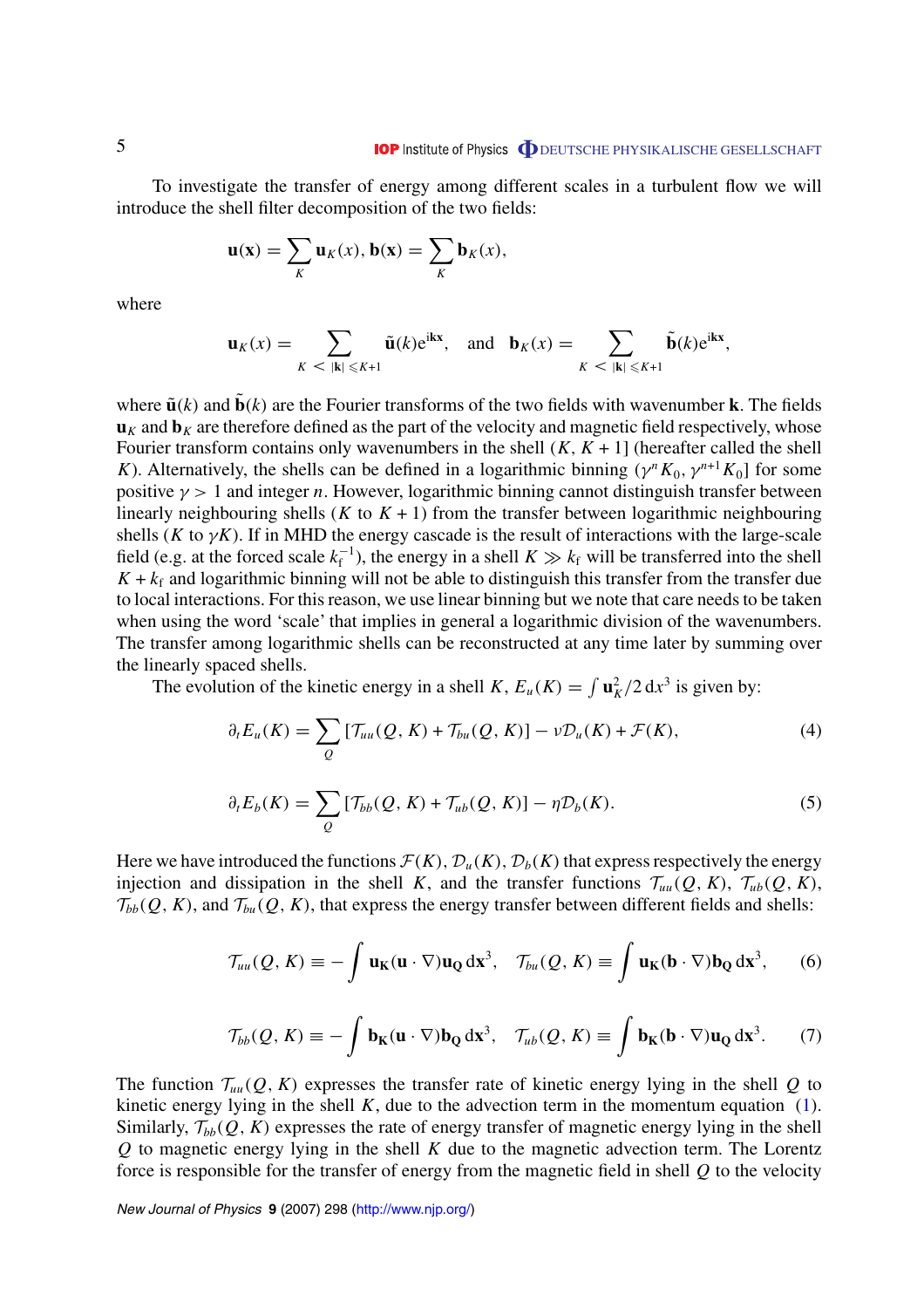To investigate the transfer of energy among different scales in a turbulent flow we will introduce the shell filter decomposition of the two fields:

$$\mathbf{u}(\mathbf{x}) = \sum_K \mathbf{u}_K(x), \mathbf{b}(\mathbf{x}) = \sum_K \mathbf{b}_K(x),$$

where

$$\mathbf{u}_K(x) = \sum_{K < |\mathbf{k}| \leqslant K+1} \tilde{\mathbf{u}}(k) \mathrm{e}^{\mathrm{i}\mathbf{k}\mathbf{x}}, \quad \text{and} \quad \mathbf{b}_K(x) = \sum_{K < |\mathbf{k}| \leqslant K+1} \tilde{\mathbf{b}}(k) \mathrm{e}^{\mathrm{i}\mathbf{k}\mathbf{x}},$$

where $\tilde{\mathbf{u}}(k)$ and $\tilde{\mathbf{b}}(k)$ are the Fourier transforms of the two fields with wavenumber $\mathbf{k}$. The fields $\mathbf{u}_K$ and $\mathbf{b}_K$ are therefore defined as the part of the velocity and magnetic field respectively, whose Fourier transform contains only wavenumbers in the shell $(K, K+1]$ (hereafter called the shell $K$). Alternatively, the shells can be defined in a logarithmic binning $(\gamma^n K_0, \gamma^{n+1} K_0]$ for some positive $\gamma > 1$ and integer $n$. However, logarithmic binning cannot distinguish transfer between linearly neighbouring shells ($K$ to $K+1$) from the transfer between logarithmic neighbouring shells ($K$ to $\gamma K$). If in MHD the energy cascade is the result of interactions with the large-scale field (e.g. at the forced scale $k_\mathrm{f}^{-1}$), the energy in a shell $K \gg k_\mathrm{f}$ will be transferred into the shell $K + k_\mathrm{f}$ and logarithmic binning will not be able to distinguish this transfer from the transfer due to local interactions. For this reason, we use linear binning but we note that care needs to be taken when using the word 'scale' that implies in general a logarithmic division of the wavenumbers. The transfer among logarithmic shells can be reconstructed at any time later by summing over the linearly spaced shells.

The evolution of the kinetic energy in a shell $K$, $E_u(K) = \int \mathbf{u}_K^2/2\,\mathrm{d}x^3$ is given by:

$$\partial_t E_u(K) = \sum_Q [\mathcal{T}_{uu}(Q, K) + \mathcal{T}_{bu}(Q, K)] - \nu \mathcal{D}_u(K) + \mathcal{F}(K), \tag{4}$$

$$\partial_t E_b(K) = \sum_Q [\mathcal{T}_{bb}(Q, K) + \mathcal{T}_{ub}(Q, K)] - \eta \mathcal{D}_b(K). \tag{5}$$

Here we have introduced the functions $\mathcal{F}(K)$, $\mathcal{D}_u(K)$, $\mathcal{D}_b(K)$ that express respectively the energy injection and dissipation in the shell $K$, and the transfer functions $\mathcal{T}_{uu}(Q, K)$, $\mathcal{T}_{ub}(Q, K)$, $\mathcal{T}_{bb}(Q, K)$, and $\mathcal{T}_{bu}(Q, K)$, that express the energy transfer between different fields and shells:

$$\mathcal{T}_{uu}(Q, K) \equiv -\int \mathbf{u_K} (\mathbf{u} \cdot \nabla) \mathbf{u_Q}\,\mathrm{d}\mathbf{x}^3, \quad \mathcal{T}_{bu}(Q, K) \equiv \int \mathbf{u_K} (\mathbf{b} \cdot \nabla) \mathbf{b_Q}\,\mathrm{d}\mathbf{x}^3, \tag{6}$$

$$\mathcal{T}_{bb}(Q, K) \equiv -\int \mathbf{b_K} (\mathbf{u} \cdot \nabla) \mathbf{b_Q}\,\mathrm{d}\mathbf{x}^3, \quad \mathcal{T}_{ub}(Q, K) \equiv \int \mathbf{b_K} (\mathbf{b} \cdot \nabla) \mathbf{u_Q}\,\mathrm{d}\mathbf{x}^3. \tag{7}$$

The function $\mathcal{T}_{uu}(Q, K)$ expresses the transfer rate of kinetic energy lying in the shell $Q$ to kinetic energy lying in the shell $K$, due to the advection term in the momentum equation (1). Similarly, $\mathcal{T}_{bb}(Q, K)$ expresses the rate of energy transfer of magnetic energy lying in the shell $Q$ to magnetic energy lying in the shell $K$ due to the magnetic advection term. The Lorentz force is responsible for the transfer of energy from the magnetic field in shell $Q$ to the velocity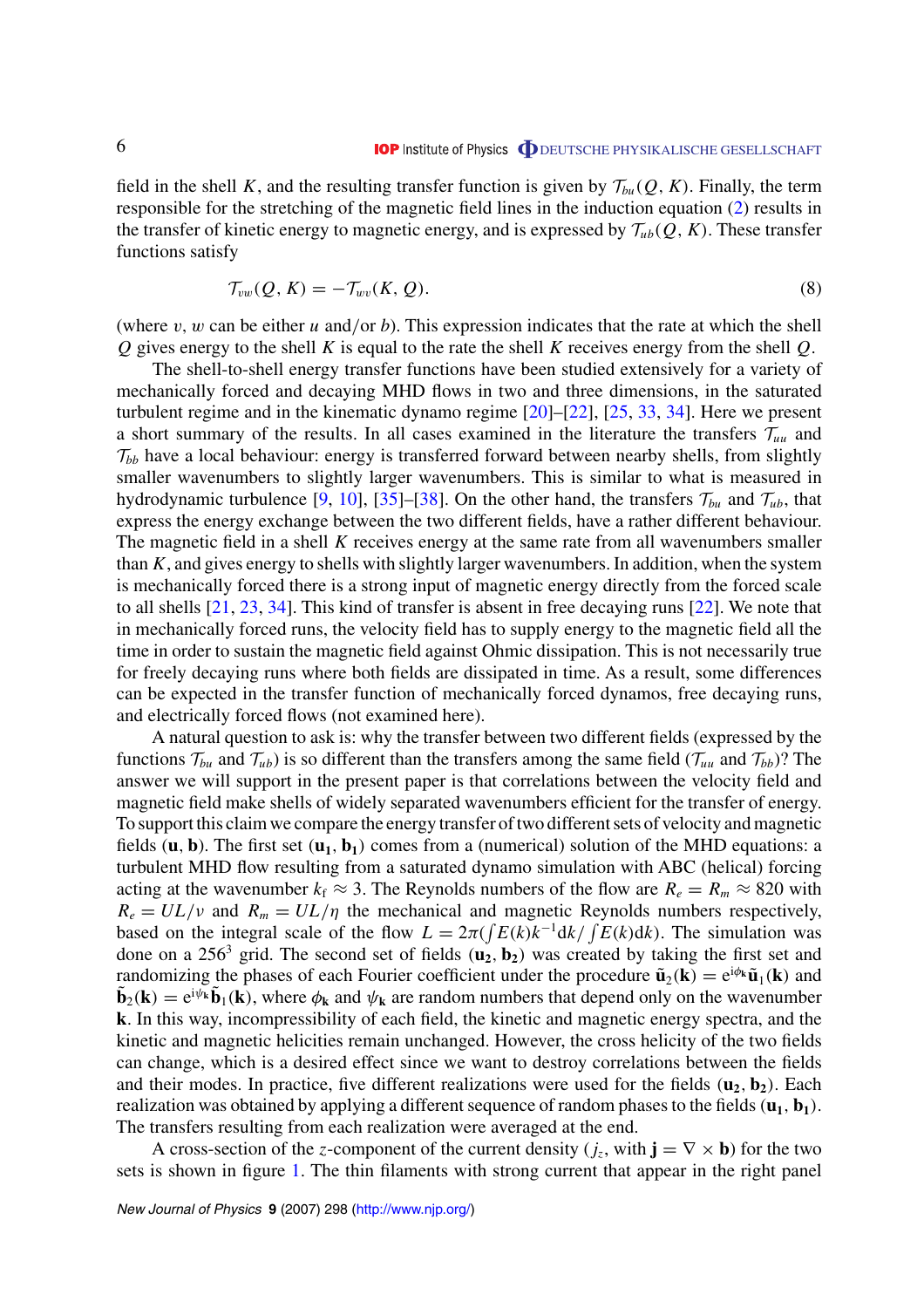field in the shell $K$, and the resulting transfer function is given by $\mathcal{T}_{bu}(Q, K)$. Finally, the term responsible for the stretching of the magnetic field lines in the induction equation (2) results in the transfer of kinetic energy to magnetic energy, and is expressed by $\mathcal{T}_{ub}(Q, K)$. These transfer functions satisfy

$$\mathcal{T}_{vw}(Q, K) = -\mathcal{T}_{wv}(K, Q). \tag{8}$$

(where $v$, $w$ can be either $u$ and/or $b$). This expression indicates that the rate at which the shell $Q$ gives energy to the shell $K$ is equal to the rate the shell $K$ receives energy from the shell $Q$.

The shell-to-shell energy transfer functions have been studied extensively for a variety of mechanically forced and decaying MHD flows in two and three dimensions, in the saturated turbulent regime and in the kinematic dynamo regime [20]–[22], [25, 33, 34]. Here we present a short summary of the results. In all cases examined in the literature the transfers $\mathcal{T}_{uu}$ and $\mathcal{T}_{bb}$ have a local behaviour: energy is transferred forward between nearby shells, from slightly smaller wavenumbers to slightly larger wavenumbers. This is similar to what is measured in hydrodynamic turbulence [9, 10], [35]–[38]. On the other hand, the transfers $\mathcal{T}_{bu}$ and $\mathcal{T}_{ub}$, that express the energy exchange between the two different fields, have a rather different behaviour. The magnetic field in a shell $K$ receives energy at the same rate from all wavenumbers smaller than $K$, and gives energy to shells with slightly larger wavenumbers. In addition, when the system is mechanically forced there is a strong input of magnetic energy directly from the forced scale to all shells [21, 23, 34]. This kind of transfer is absent in free decaying runs [22]. We note that in mechanically forced runs, the velocity field has to supply energy to the magnetic field all the time in order to sustain the magnetic field against Ohmic dissipation. This is not necessarily true for freely decaying runs where both fields are dissipated in time. As a result, some differences can be expected in the transfer function of mechanically forced dynamos, free decaying runs, and electrically forced flows (not examined here).

A natural question to ask is: why the transfer between two different fields (expressed by the functions $\mathcal{T}_{bu}$ and $\mathcal{T}_{ub}$) is so different than the transfers among the same field ($\mathcal{T}_{uu}$ and $\mathcal{T}_{bb}$)? The answer we will support in the present paper is that correlations between the velocity field and magnetic field make shells of widely separated wavenumbers efficient for the transfer of energy. To support this claim we compare the energy transfer of two different sets of velocity and magnetic fields $(\mathbf{u}, \mathbf{b})$. The first set $(\mathbf{u_1}, \mathbf{b_1})$ comes from a (numerical) solution of the MHD equations: a turbulent MHD flow resulting from a saturated dynamo simulation with ABC (helical) forcing acting at the wavenumber $k_f \approx 3$. The Reynolds numbers of the flow are $R_e = R_m \approx 820$ with $R_e = UL/\nu$ and $R_m = UL/\eta$ the mechanical and magnetic Reynolds numbers respectively, based on the integral scale of the flow $L = 2\pi(\int E(k)k^{-1}\mathrm{d}k / \int E(k)\mathrm{d}k)$. The simulation was done on a $256^3$ grid. The second set of fields $(\mathbf{u_2}, \mathbf{b_2})$ was created by taking the first set and randomizing the phases of each Fourier coefficient under the procedure $\tilde{\mathbf{u}}_2(\mathbf{k}) = \mathrm{e}^{\mathrm{i}\phi_\mathbf{k}}\tilde{\mathbf{u}}_1(\mathbf{k})$ and $\tilde{\mathbf{b}}_2(\mathbf{k}) = \mathrm{e}^{\mathrm{i}\psi_\mathbf{k}}\tilde{\mathbf{b}}_1(\mathbf{k})$, where $\phi_\mathbf{k}$ and $\psi_\mathbf{k}$ are random numbers that depend only on the wavenumber $\mathbf{k}$. In this way, incompressibility of each field, the kinetic and magnetic energy spectra, and the kinetic and magnetic helicities remain unchanged. However, the cross helicity of the two fields can change, which is a desired effect since we want to destroy correlations between the fields and their modes. In practice, five different realizations were used for the fields $(\mathbf{u_2}, \mathbf{b_2})$. Each realization was obtained by applying a different sequence of random phases to the fields $(\mathbf{u_1}, \mathbf{b_1})$. The transfers resulting from each realization were averaged at the end.

A cross-section of the $z$-component of the current density ($j_z$, with $\mathbf{j} = \nabla \times \mathbf{b}$) for the two sets is shown in figure 1. The thin filaments with strong current that appear in the right panel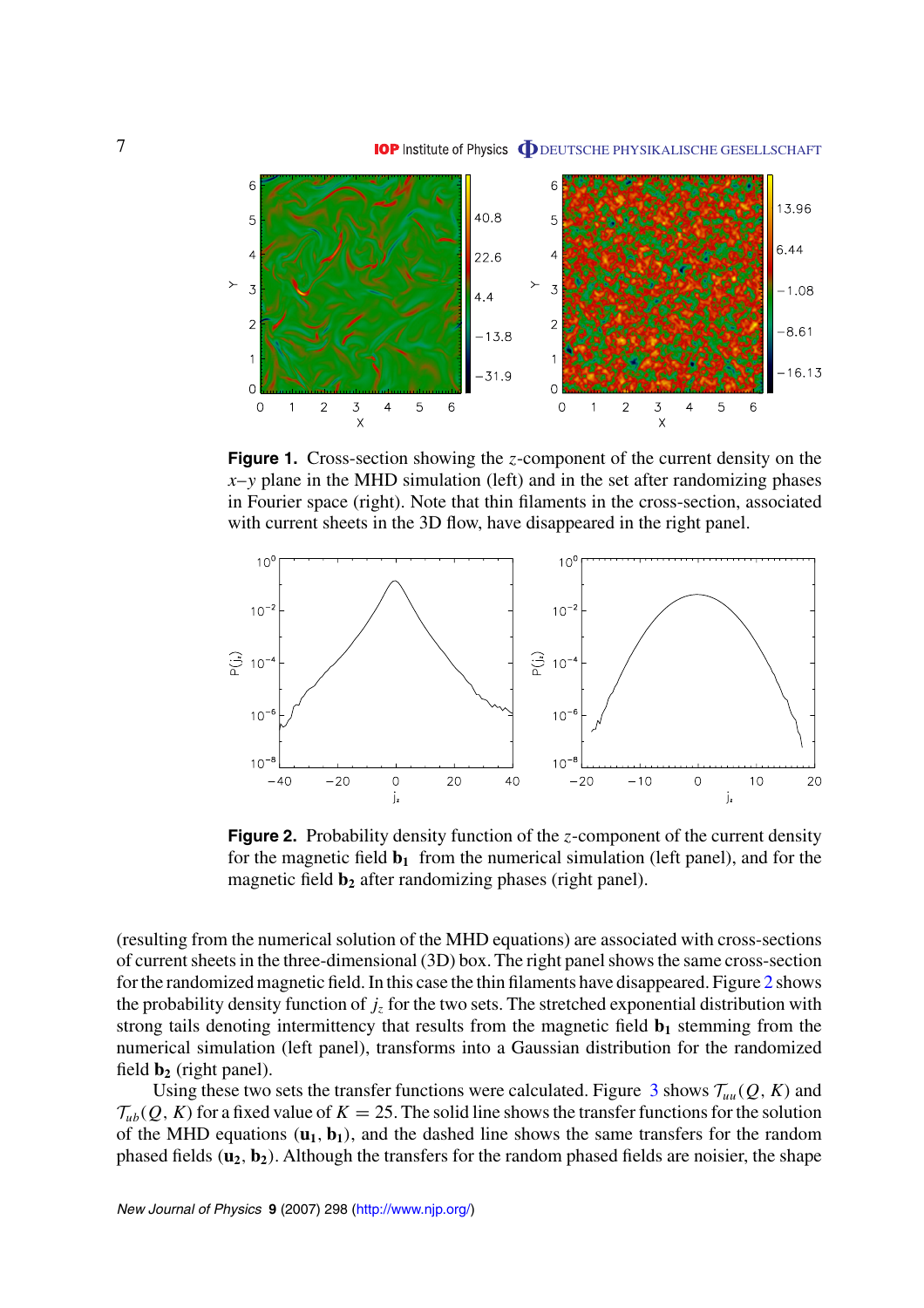**Figure 1.** Cross-section showing the $z$-component of the current density on the $x$–$y$ plane in the MHD simulation (left) and in the set after randomizing phases in Fourier space (right). Note that thin filaments in the cross-section, associated with current sheets in the 3D flow, have disappeared in the right panel.

**Figure 2.** Probability density function of the $z$-component of the current density for the magnetic field $\mathbf{b_1}$ from the numerical simulation (left panel), and for the magnetic field $\mathbf{b_2}$ after randomizing phases (right panel).

(resulting from the numerical solution of the MHD equations) are associated with cross-sections of current sheets in the three-dimensional (3D) box. The right panel shows the same cross-section for the randomized magnetic field. In this case the thin filaments have disappeared. Figure 2 shows the probability density function of $j_z$ for the two sets. The stretched exponential distribution with strong tails denoting intermittency that results from the magnetic field $\mathbf{b_1}$ stemming from the numerical simulation (left panel), transforms into a Gaussian distribution for the randomized field $\mathbf{b_2}$ (right panel).

Using these two sets the transfer functions were calculated. Figure 3 shows $\mathcal{T}_{uu}(Q, K)$ and $\mathcal{T}_{ub}(Q, K)$ for a fixed value of $K = 25$. The solid line shows the transfer functions for the solution of the MHD equations $(\mathbf{u_1}, \mathbf{b_1})$, and the dashed line shows the same transfers for the random phased fields $(\mathbf{u_2}, \mathbf{b_2})$. Although the transfers for the random phased fields are noisier, the shape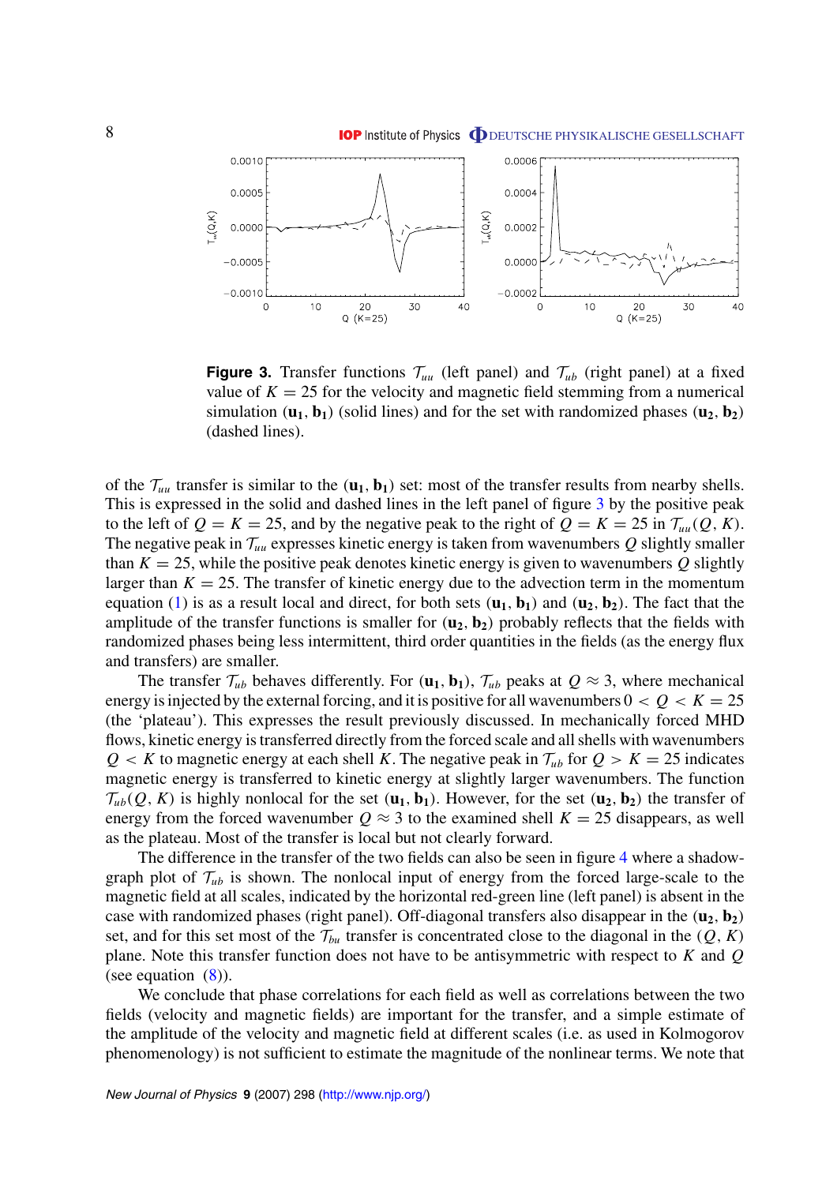**Figure 3.** Transfer functions $\mathcal{T}_{uu}$ (left panel) and $\mathcal{T}_{ub}$ (right panel) at a fixed value of $K = 25$ for the velocity and magnetic field stemming from a numerical simulation $(\mathbf{u_1}, \mathbf{b_1})$ (solid lines) and for the set with randomized phases $(\mathbf{u_2}, \mathbf{b_2})$ (dashed lines).

of the $\mathcal{T}_{uu}$ transfer is similar to the $(\mathbf{u_1}, \mathbf{b_1})$ set: most of the transfer results from nearby shells. This is expressed in the solid and dashed lines in the left panel of figure 3 by the positive peak to the left of $Q = K = 25$, and by the negative peak to the right of $Q = K = 25$ in $\mathcal{T}_{uu}(Q, K)$. The negative peak in $\mathcal{T}_{uu}$ expresses kinetic energy is taken from wavenumbers $Q$ slightly smaller than $K = 25$, while the positive peak denotes kinetic energy is given to wavenumbers $Q$ slightly larger than $K = 25$. The transfer of kinetic energy due to the advection term in the momentum equation (1) is as a result local and direct, for both sets $(\mathbf{u_1}, \mathbf{b_1})$ and $(\mathbf{u_2}, \mathbf{b_2})$. The fact that the amplitude of the transfer functions is smaller for $(\mathbf{u_2}, \mathbf{b_2})$ probably reflects that the fields with randomized phases being less intermittent, third order quantities in the fields (as the energy flux and transfers) are smaller.

The transfer $\mathcal{T}_{ub}$ behaves differently. For $(\mathbf{u_1}, \mathbf{b_1})$, $\mathcal{T}_{ub}$ peaks at $Q \approx 3$, where mechanical energy is injected by the external forcing, and it is positive for all wavenumbers $0 < Q < K = 25$ (the 'plateau'). This expresses the result previously discussed. In mechanically forced MHD flows, kinetic energy is transferred directly from the forced scale and all shells with wavenumbers $Q < K$ to magnetic energy at each shell $K$. The negative peak in $\mathcal{T}_{ub}$ for $Q > K = 25$ indicates magnetic energy is transferred to kinetic energy at slightly larger wavenumbers. The function $\mathcal{T}_{ub}(Q, K)$ is highly nonlocal for the set $(\mathbf{u_1}, \mathbf{b_1})$. However, for the set $(\mathbf{u_2}, \mathbf{b_2})$ the transfer of energy from the forced wavenumber $Q \approx 3$ to the examined shell $K = 25$ disappears, as well as the plateau. Most of the transfer is local but not clearly forward.

The difference in the transfer of the two fields can also be seen in figure 4 where a shadowgraph plot of $\mathcal{T}_{ub}$ is shown. The nonlocal input of energy from the forced large-scale to the magnetic field at all scales, indicated by the horizontal red-green line (left panel) is absent in the case with randomized phases (right panel). Off-diagonal transfers also disappear in the $(\mathbf{u_2}, \mathbf{b_2})$ set, and for this set most of the $\mathcal{T}_{bu}$ transfer is concentrated close to the diagonal in the $(Q, K)$ plane. Note this transfer function does not have to be antisymmetric with respect to $K$ and $Q$ (see equation (8)).

We conclude that phase correlations for each field as well as correlations between the two fields (velocity and magnetic fields) are important for the transfer, and a simple estimate of the amplitude of the velocity and magnetic field at different scales (i.e. as used in Kolmogorov phenomenology) is not sufficient to estimate the magnitude of the nonlinear terms. We note that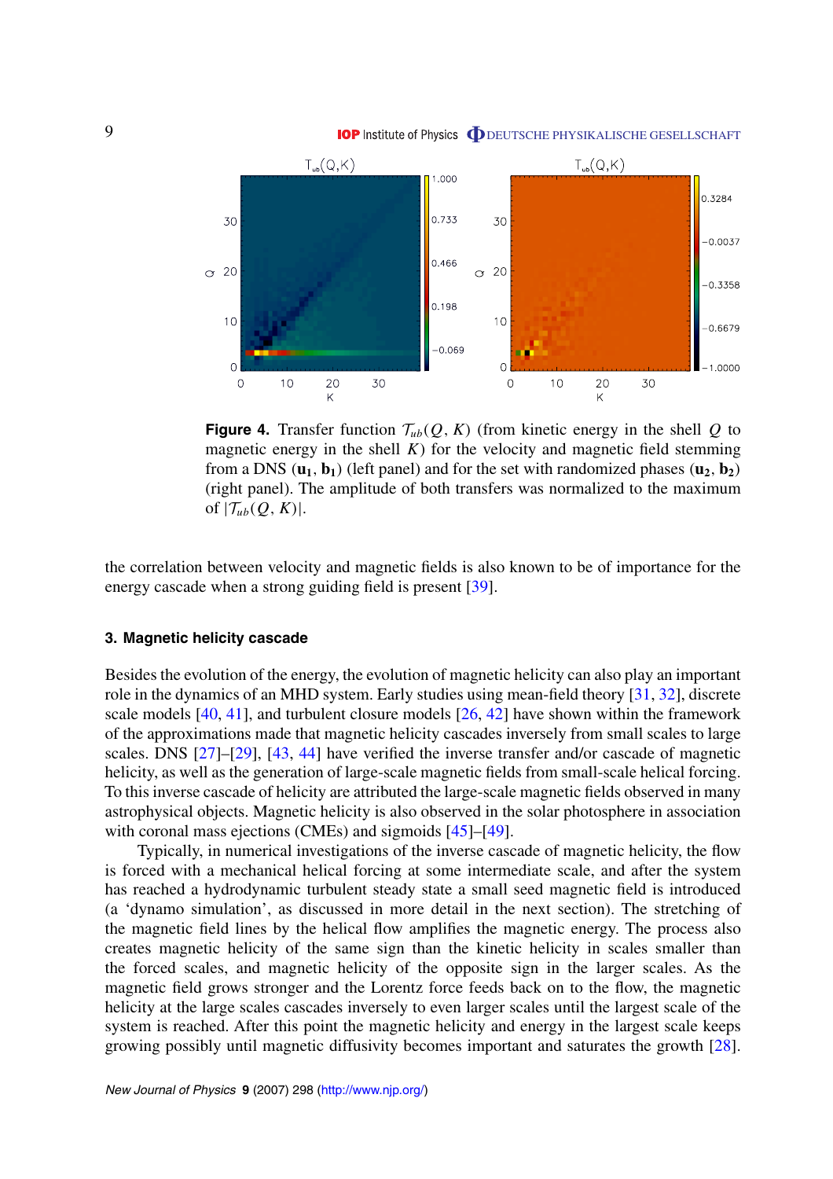**Figure 4.** Transfer function $\mathcal{T}_{ub}(Q, K)$ (from kinetic energy in the shell $Q$ to magnetic energy in the shell $K$) for the velocity and magnetic field stemming from a DNS $(\mathbf{u_1}, \mathbf{b_1})$ (left panel) and for the set with randomized phases $(\mathbf{u_2}, \mathbf{b_2})$ (right panel). The amplitude of both transfers was normalized to the maximum of $|\mathcal{T}_{ub}(Q, K)|$.

the correlation between velocity and magnetic fields is also known to be of importance for the energy cascade when a strong guiding field is present [39].

## 3. Magnetic helicity cascade

Besides the evolution of the energy, the evolution of magnetic helicity can also play an important role in the dynamics of an MHD system. Early studies using mean-field theory [31, 32], discrete scale models [40, 41], and turbulent closure models [26, 42] have shown within the framework of the approximations made that magnetic helicity cascades inversely from small scales to large scales. DNS [27]–[29], [43, 44] have verified the inverse transfer and/or cascade of magnetic helicity, as well as the generation of large-scale magnetic fields from small-scale helical forcing. To this inverse cascade of helicity are attributed the large-scale magnetic fields observed in many astrophysical objects. Magnetic helicity is also observed in the solar photosphere in association with coronal mass ejections (CMEs) and sigmoids [45]–[49].

Typically, in numerical investigations of the inverse cascade of magnetic helicity, the flow is forced with a mechanical helical forcing at some intermediate scale, and after the system has reached a hydrodynamic turbulent steady state a small seed magnetic field is introduced (a 'dynamo simulation', as discussed in more detail in the next section). The stretching of the magnetic field lines by the helical flow amplifies the magnetic energy. The process also creates magnetic helicity of the same sign than the kinetic helicity in scales smaller than the forced scales, and magnetic helicity of the opposite sign in the larger scales. As the magnetic field grows stronger and the Lorentz force feeds back on to the flow, the magnetic helicity at the large scales cascades inversely to even larger scales until the largest scale of the system is reached. After this point the magnetic helicity and energy in the largest scale keeps growing possibly until magnetic diffusivity becomes important and saturates the growth [28].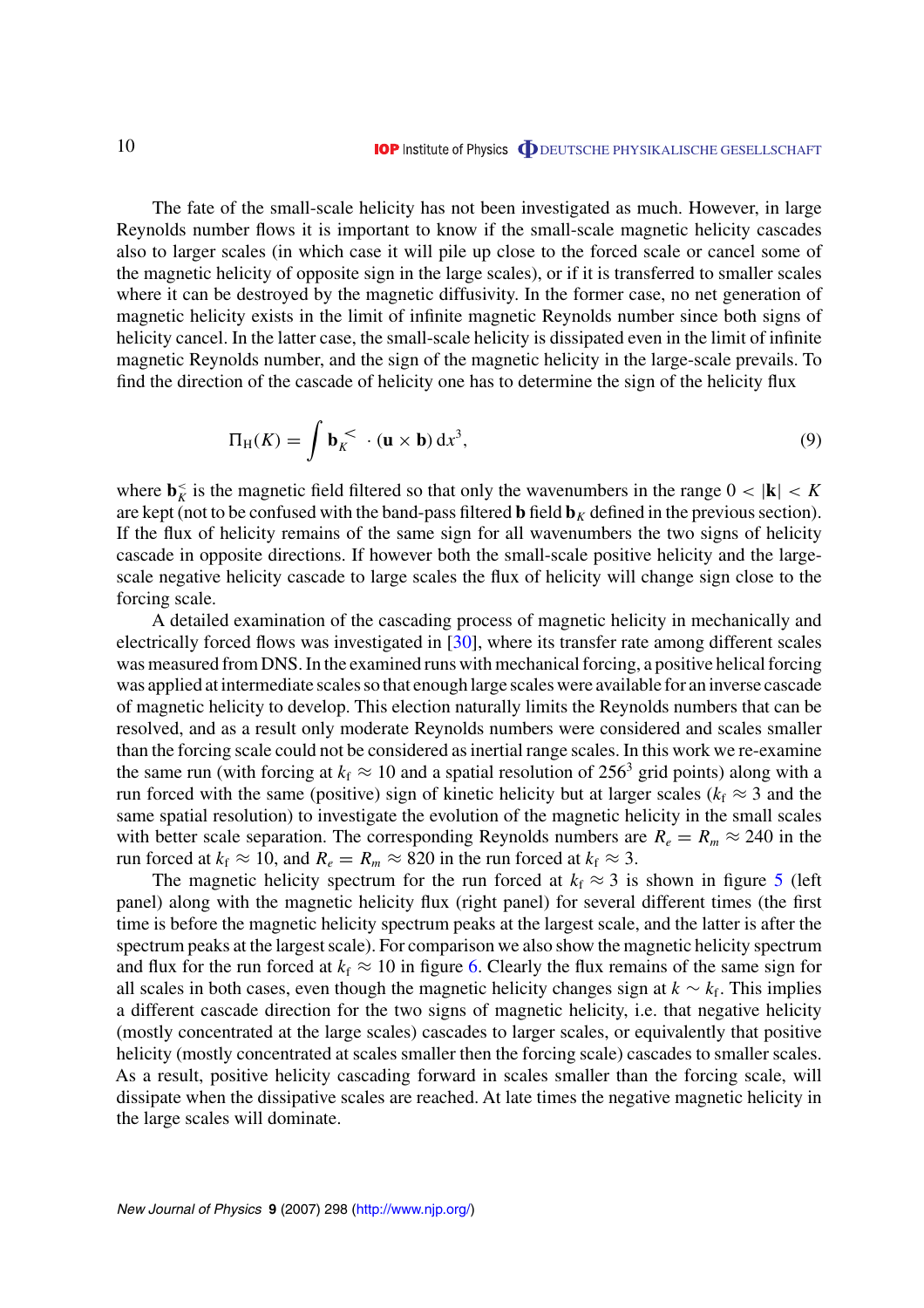The fate of the small-scale helicity has not been investigated as much. However, in large Reynolds number flows it is important to know if the small-scale magnetic helicity cascades also to larger scales (in which case it will pile up close to the forced scale or cancel some of the magnetic helicity of opposite sign in the large scales), or if it is transferred to smaller scales where it can be destroyed by the magnetic diffusivity. In the former case, no net generation of magnetic helicity exists in the limit of infinite magnetic Reynolds number since both signs of helicity cancel. In the latter case, the small-scale helicity is dissipated even in the limit of infinite magnetic Reynolds number, and the sign of the magnetic helicity in the large-scale prevails. To find the direction of the cascade of helicity one has to determine the sign of the helicity flux

$$\Pi_{\rm H}(K) = \int \mathbf{b}_K^{<} \cdot (\mathbf{u} \times \mathbf{b})\, \mathrm{d}x^3, \tag{9}$$

where $\mathbf{b}_K^{<}$ is the magnetic field filtered so that only the wavenumbers in the range $0 < |\mathbf{k}| < K$ are kept (not to be confused with the band-pass filtered $\mathbf{b}$ field $\mathbf{b}_K$ defined in the previous section). If the flux of helicity remains of the same sign for all wavenumbers the two signs of helicity cascade in opposite directions. If however both the small-scale positive helicity and the large-scale negative helicity cascade to large scales the flux of helicity will change sign close to the forcing scale.

A detailed examination of the cascading process of magnetic helicity in mechanically and electrically forced flows was investigated in [30], where its transfer rate among different scales was measured from DNS. In the examined runs with mechanical forcing, a positive helical forcing was applied at intermediate scales so that enough large scales were available for an inverse cascade of magnetic helicity to develop. This election naturally limits the Reynolds numbers that can be resolved, and as a result only moderate Reynolds numbers were considered and scales smaller than the forcing scale could not be considered as inertial range scales. In this work we re-examine the same run (with forcing at $k_{\rm f} \approx 10$ and a spatial resolution of $256^3$ grid points) along with a run forced with the same (positive) sign of kinetic helicity but at larger scales ($k_{\rm f} \approx 3$ and the same spatial resolution) to investigate the evolution of the magnetic helicity in the small scales with better scale separation. The corresponding Reynolds numbers are $R_e = R_m \approx 240$ in the run forced at $k_{\rm f} \approx 10$, and $R_e = R_m \approx 820$ in the run forced at $k_{\rm f} \approx 3$.

The magnetic helicity spectrum for the run forced at $k_{\rm f} \approx 3$ is shown in figure 5 (left panel) along with the magnetic helicity flux (right panel) for several different times (the first time is before the magnetic helicity spectrum peaks at the largest scale, and the latter is after the spectrum peaks at the largest scale). For comparison we also show the magnetic helicity spectrum and flux for the run forced at $k_{\rm f} \approx 10$ in figure 6. Clearly the flux remains of the same sign for all scales in both cases, even though the magnetic helicity changes sign at $k \sim k_{\rm f}$. This implies a different cascade direction for the two signs of magnetic helicity, i.e. that negative helicity (mostly concentrated at the large scales) cascades to larger scales, or equivalently that positive helicity (mostly concentrated at scales smaller then the forcing scale) cascades to smaller scales. As a result, positive helicity cascading forward in scales smaller than the forcing scale, will dissipate when the dissipative scales are reached. At late times the negative magnetic helicity in the large scales will dominate.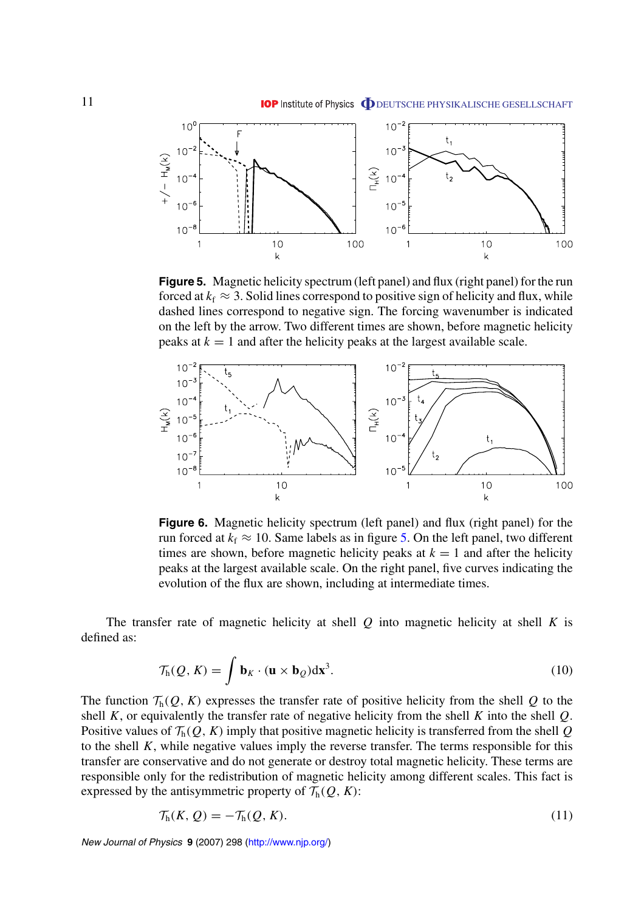**Figure 5.** Magnetic helicity spectrum (left panel) and flux (right panel) for the run forced at $k_f \approx 3$. Solid lines correspond to positive sign of helicity and flux, while dashed lines correspond to negative sign. The forcing wavenumber is indicated on the left by the arrow. Two different times are shown, before magnetic helicity peaks at $k = 1$ and after the helicity peaks at the largest available scale.

**Figure 6.** Magnetic helicity spectrum (left panel) and flux (right panel) for the run forced at $k_f \approx 10$. Same labels as in figure 5. On the left panel, two different times are shown, before magnetic helicity peaks at $k = 1$ and after the helicity peaks at the largest available scale. On the right panel, five curves indicating the evolution of the flux are shown, including at intermediate times.

The transfer rate of magnetic helicity at shell $Q$ into magnetic helicity at shell $K$ is defined as:

$$\mathcal{T}_h(Q, K) = \int \mathbf{b}_K \cdot (\mathbf{u} \times \mathbf{b}_Q) \mathrm{d}\mathbf{x}^3. \tag{10}$$

The function $\mathcal{T}_h(Q, K)$ expresses the transfer rate of positive helicity from the shell $Q$ to the shell $K$, or equivalently the transfer rate of negative helicity from the shell $K$ into the shell $Q$. Positive values of $\mathcal{T}_h(Q, K)$ imply that positive magnetic helicity is transferred from the shell $Q$ to the shell $K$, while negative values imply the reverse transfer. The terms responsible for this transfer are conservative and do not generate or destroy total magnetic helicity. These terms are responsible only for the redistribution of magnetic helicity among different scales. This fact is expressed by the antisymmetric property of $\mathcal{T}_h(Q, K)$:

$$\mathcal{T}_h(K, Q) = -\mathcal{T}_h(Q, K). \tag{11}$$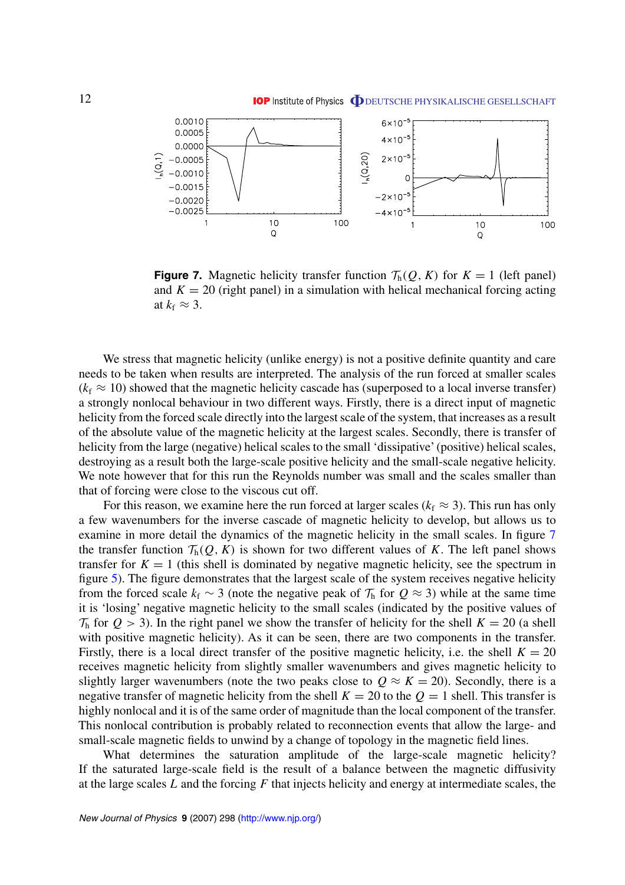**Figure 7.** Magnetic helicity transfer function $\mathcal{T}_h(Q, K)$ for $K = 1$ (left panel) and $K = 20$ (right panel) in a simulation with helical mechanical forcing acting at $k_f \approx 3$.

We stress that magnetic helicity (unlike energy) is not a positive definite quantity and care needs to be taken when results are interpreted. The analysis of the run forced at smaller scales ($k_f \approx 10$) showed that the magnetic helicity cascade has (superposed to a local inverse transfer) a strongly nonlocal behaviour in two different ways. Firstly, there is a direct input of magnetic helicity from the forced scale directly into the largest scale of the system, that increases as a result of the absolute value of the magnetic helicity at the largest scales. Secondly, there is transfer of helicity from the large (negative) helical scales to the small 'dissipative' (positive) helical scales, destroying as a result both the large-scale positive helicity and the small-scale negative helicity. We note however that for this run the Reynolds number was small and the scales smaller than that of forcing were close to the viscous cut off.

For this reason, we examine here the run forced at larger scales ($k_f \approx 3$). This run has only a few wavenumbers for the inverse cascade of magnetic helicity to develop, but allows us to examine in more detail the dynamics of the magnetic helicity in the small scales. In figure 7 the transfer function $\mathcal{T}_h(Q, K)$ is shown for two different values of $K$. The left panel shows transfer for $K = 1$ (this shell is dominated by negative magnetic helicity, see the spectrum in figure 5). The figure demonstrates that the largest scale of the system receives negative helicity from the forced scale $k_f \sim 3$ (note the negative peak of $\mathcal{T}_h$ for $Q \approx 3$) while at the same time it is 'losing' negative magnetic helicity to the small scales (indicated by the positive values of $\mathcal{T}_h$ for $Q > 3$). In the right panel we show the transfer of helicity for the shell $K = 20$ (a shell with positive magnetic helicity). As it can be seen, there are two components in the transfer. Firstly, there is a local direct transfer of the positive magnetic helicity, i.e. the shell $K = 20$ receives magnetic helicity from slightly smaller wavenumbers and gives magnetic helicity to slightly larger wavenumbers (note the two peaks close to $Q \approx K = 20$). Secondly, there is a negative transfer of magnetic helicity from the shell $K = 20$ to the $Q = 1$ shell. This transfer is highly nonlocal and it is of the same order of magnitude than the local component of the transfer. This nonlocal contribution is probably related to reconnection events that allow the large- and small-scale magnetic fields to unwind by a change of topology in the magnetic field lines.

What determines the saturation amplitude of the large-scale magnetic helicity? If the saturated large-scale field is the result of a balance between the magnetic diffusivity at the large scales $L$ and the forcing $F$ that injects helicity and energy at intermediate scales, the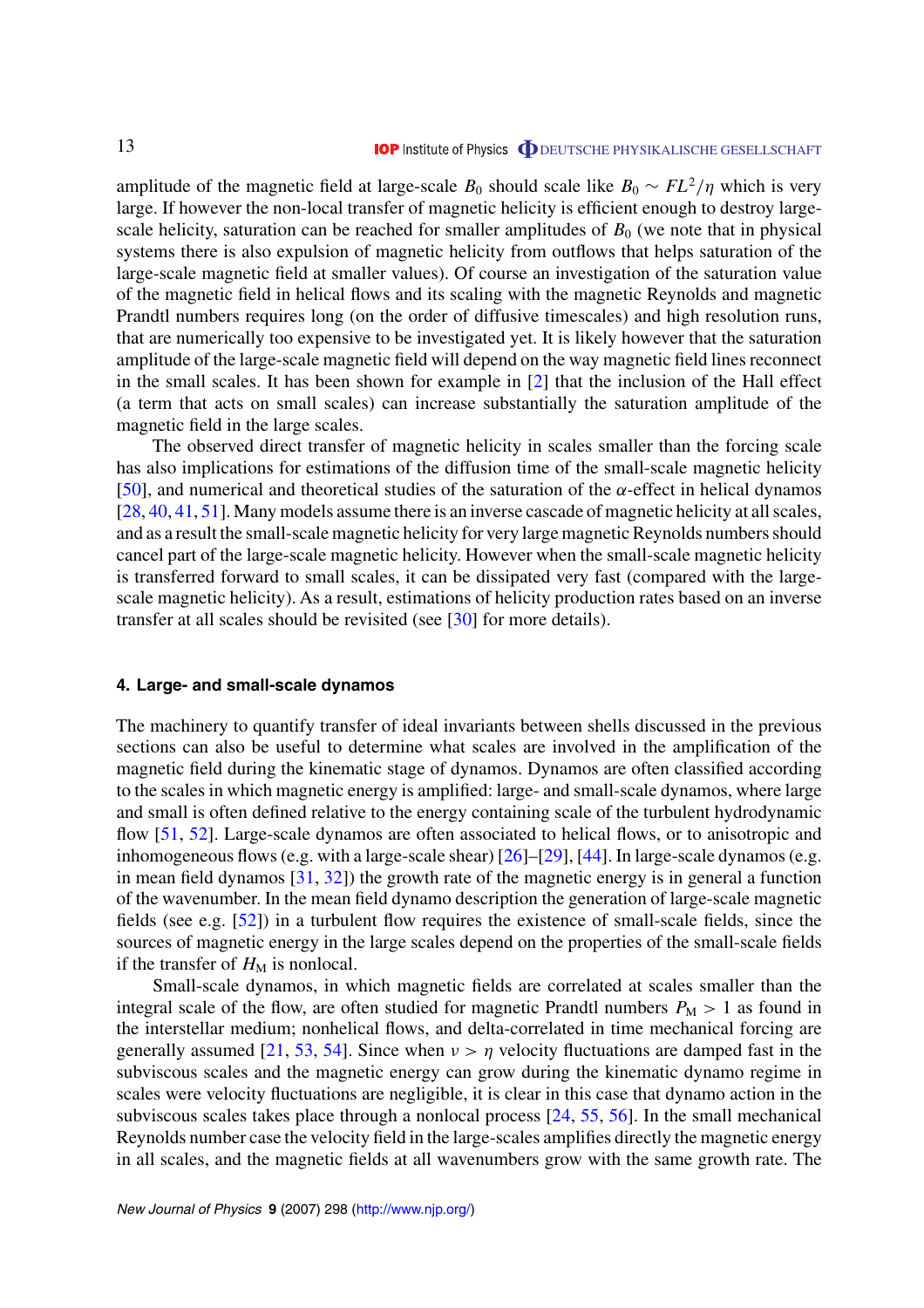amplitude of the magnetic field at large-scale $B_0$ should scale like $B_0 \sim FL^2/\eta$ which is very large. If however the non-local transfer of magnetic helicity is efficient enough to destroy large-scale helicity, saturation can be reached for smaller amplitudes of $B_0$ (we note that in physical systems there is also expulsion of magnetic helicity from outflows that helps saturation of the large-scale magnetic field at smaller values). Of course an investigation of the saturation value of the magnetic field in helical flows and its scaling with the magnetic Reynolds and magnetic Prandtl numbers requires long (on the order of diffusive timescales) and high resolution runs, that are numerically too expensive to be investigated yet. It is likely however that the saturation amplitude of the large-scale magnetic field will depend on the way magnetic field lines reconnect in the small scales. It has been shown for example in [2] that the inclusion of the Hall effect (a term that acts on small scales) can increase substantially the saturation amplitude of the magnetic field in the large scales.

The observed direct transfer of magnetic helicity in scales smaller than the forcing scale has also implications for estimations of the diffusion time of the small-scale magnetic helicity [50], and numerical and theoretical studies of the saturation of the $\alpha$-effect in helical dynamos [28, 40, 41, 51]. Many models assume there is an inverse cascade of magnetic helicity at all scales, and as a result the small-scale magnetic helicity for very large magnetic Reynolds numbers should cancel part of the large-scale magnetic helicity. However when the small-scale magnetic helicity is transferred forward to small scales, it can be dissipated very fast (compared with the large-scale magnetic helicity). As a result, estimations of helicity production rates based on an inverse transfer at all scales should be revisited (see [30] for more details).

## 4. Large- and small-scale dynamos

The machinery to quantify transfer of ideal invariants between shells discussed in the previous sections can also be useful to determine what scales are involved in the amplification of the magnetic field during the kinematic stage of dynamos. Dynamos are often classified according to the scales in which magnetic energy is amplified: large- and small-scale dynamos, where large and small is often defined relative to the energy containing scale of the turbulent hydrodynamic flow [51, 52]. Large-scale dynamos are often associated to helical flows, or to anisotropic and inhomogeneous flows (e.g. with a large-scale shear) [26]–[29], [44]. In large-scale dynamos (e.g. in mean field dynamos [31, 32]) the growth rate of the magnetic energy is in general a function of the wavenumber. In the mean field dynamo description the generation of large-scale magnetic fields (see e.g. [52]) in a turbulent flow requires the existence of small-scale fields, since the sources of magnetic energy in the large scales depend on the properties of the small-scale fields if the transfer of $H_M$ is nonlocal.

Small-scale dynamos, in which magnetic fields are correlated at scales smaller than the integral scale of the flow, are often studied for magnetic Prandtl numbers $P_M > 1$ as found in the interstellar medium; nonhelical flows, and delta-correlated in time mechanical forcing are generally assumed [21, 53, 54]. Since when $\nu > \eta$ velocity fluctuations are damped fast in the subviscous scales and the magnetic energy can grow during the kinematic dynamo regime in scales were velocity fluctuations are negligible, it is clear in this case that dynamo action in the subviscous scales takes place through a nonlocal process [24, 55, 56]. In the small mechanical Reynolds number case the velocity field in the large-scales amplifies directly the magnetic energy in all scales, and the magnetic fields at all wavenumbers grow with the same growth rate. The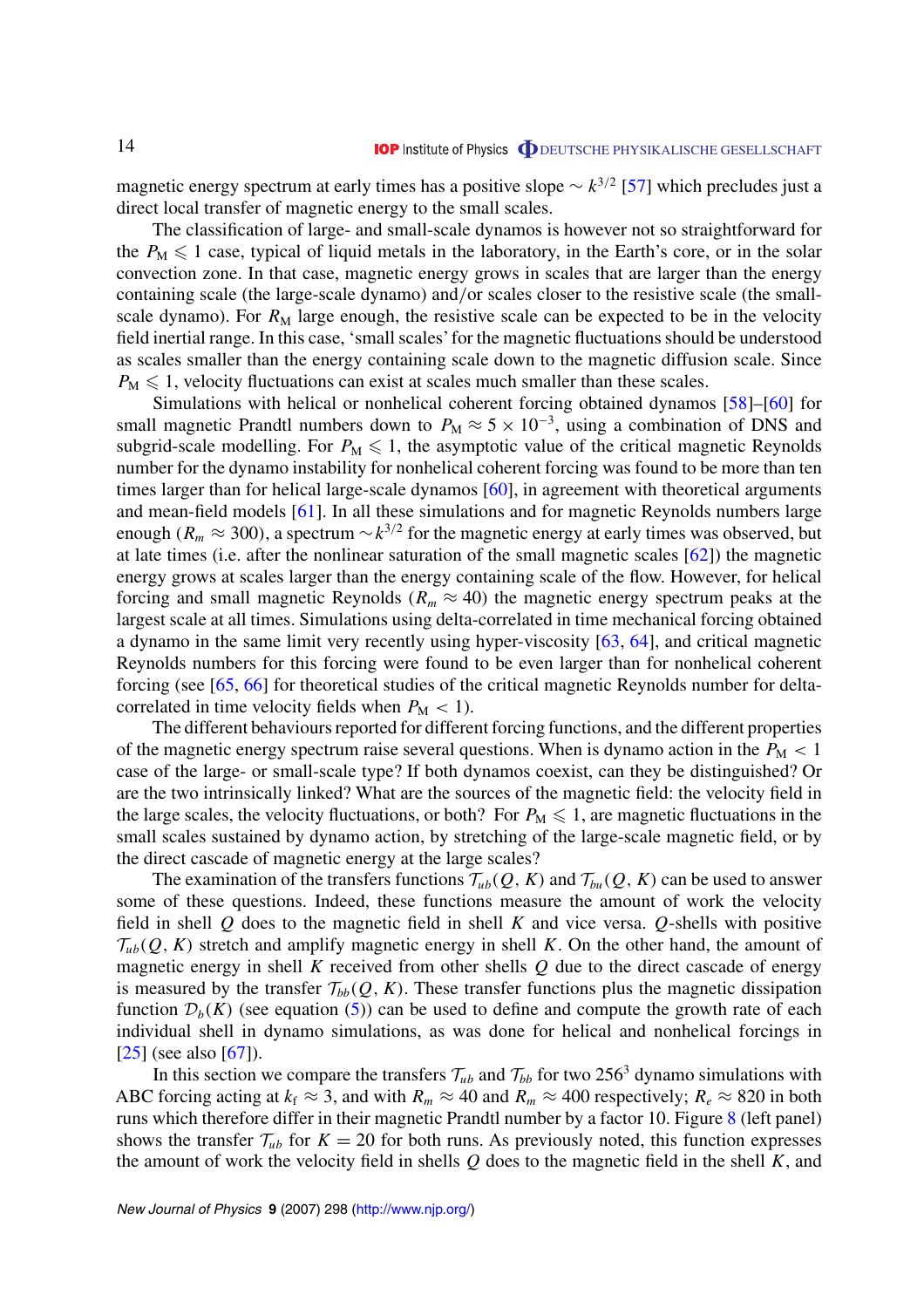magnetic energy spectrum at early times has a positive slope $\sim k^{3/2}$ [57] which precludes just a direct local transfer of magnetic energy to the small scales.

The classification of large- and small-scale dynamos is however not so straightforward for the $P_M \leqslant 1$ case, typical of liquid metals in the laboratory, in the Earth's core, or in the solar convection zone. In that case, magnetic energy grows in scales that are larger than the energy containing scale (the large-scale dynamo) and/or scales closer to the resistive scale (the small-scale dynamo). For $R_M$ large enough, the resistive scale can be expected to be in the velocity field inertial range. In this case, 'small scales' for the magnetic fluctuations should be understood as scales smaller than the energy containing scale down to the magnetic diffusion scale. Since $P_M \leqslant 1$, velocity fluctuations can exist at scales much smaller than these scales.

Simulations with helical or nonhelical coherent forcing obtained dynamos [58]–[60] for small magnetic Prandtl numbers down to $P_M \approx 5 \times 10^{-3}$, using a combination of DNS and subgrid-scale modelling. For $P_M \leqslant 1$, the asymptotic value of the critical magnetic Reynolds number for the dynamo instability for nonhelical coherent forcing was found to be more than ten times larger than for helical large-scale dynamos [60], in agreement with theoretical arguments and mean-field models [61]. In all these simulations and for magnetic Reynolds numbers large enough ($R_m \approx 300$), a spectrum $\sim k^{3/2}$ for the magnetic energy at early times was observed, but at late times (i.e. after the nonlinear saturation of the small magnetic scales [62]) the magnetic energy grows at scales larger than the energy containing scale of the flow. However, for helical forcing and small magnetic Reynolds ($R_m \approx 40$) the magnetic energy spectrum peaks at the largest scale at all times. Simulations using delta-correlated in time mechanical forcing obtained a dynamo in the same limit very recently using hyper-viscosity [63, 64], and critical magnetic Reynolds numbers for this forcing were found to be even larger than for nonhelical coherent forcing (see [65, 66] for theoretical studies of the critical magnetic Reynolds number for delta-correlated in time velocity fields when $P_M < 1$).

The different behaviours reported for different forcing functions, and the different properties of the magnetic energy spectrum raise several questions. When is dynamo action in the $P_M < 1$ case of the large- or small-scale type? If both dynamos coexist, can they be distinguished? Or are the two intrinsically linked? What are the sources of the magnetic field: the velocity field in the large scales, the velocity fluctuations, or both? For $P_M \leqslant 1$, are magnetic fluctuations in the small scales sustained by dynamo action, by stretching of the large-scale magnetic field, or by the direct cascade of magnetic energy at the large scales?

The examination of the transfers functions $\mathcal{T}_{ub}(Q, K)$ and $\mathcal{T}_{bu}(Q, K)$ can be used to answer some of these questions. Indeed, these functions measure the amount of work the velocity field in shell $Q$ does to the magnetic field in shell $K$ and vice versa. $Q$-shells with positive $\mathcal{T}_{ub}(Q, K)$ stretch and amplify magnetic energy in shell $K$. On the other hand, the amount of magnetic energy in shell $K$ received from other shells $Q$ due to the direct cascade of energy is measured by the transfer $\mathcal{T}_{bb}(Q, K)$. These transfer functions plus the magnetic dissipation function $\mathcal{D}_b(K)$ (see equation (5)) can be used to define and compute the growth rate of each individual shell in dynamo simulations, as was done for helical and nonhelical forcings in [25] (see also [67]).

In this section we compare the transfers $\mathcal{T}_{ub}$ and $\mathcal{T}_{bb}$ for two $256^3$ dynamo simulations with ABC forcing acting at $k_f \approx 3$, and with $R_m \approx 40$ and $R_m \approx 400$ respectively; $R_e \approx 820$ in both runs which therefore differ in their magnetic Prandtl number by a factor 10. Figure 8 (left panel) shows the transfer $\mathcal{T}_{ub}$ for $K = 20$ for both runs. As previously noted, this function expresses the amount of work the velocity field in shells $Q$ does to the magnetic field in the shell $K$, and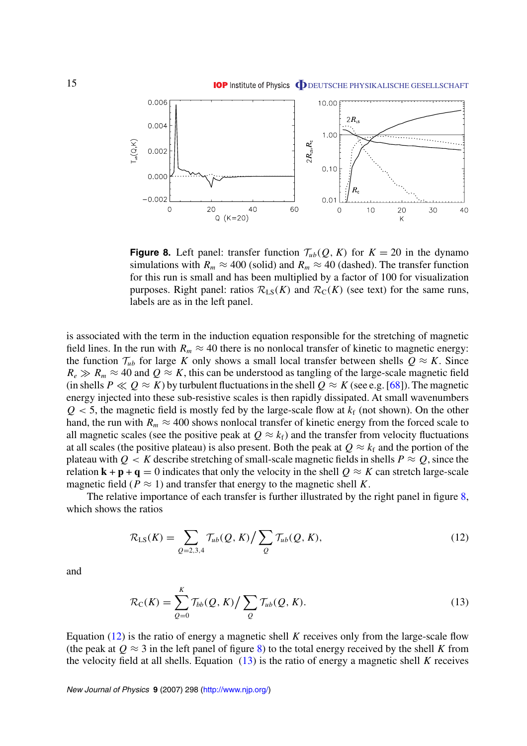**Figure 8.** Left panel: transfer function $\mathcal{T}_{ub}(Q, K)$ for $K = 20$ in the dynamo simulations with $R_m \approx 400$ (solid) and $R_m \approx 40$ (dashed). The transfer function for this run is small and has been multiplied by a factor of 100 for visualization purposes. Right panel: ratios $\mathcal{R}_{\mathrm{LS}}(K)$ and $\mathcal{R}_{\mathrm{C}}(K)$ (see text) for the same runs, labels are as in the left panel.

is associated with the term in the induction equation responsible for the stretching of magnetic field lines. In the run with $R_m \approx 40$ there is no nonlocal transfer of kinetic to magnetic energy: the function $\mathcal{T}_{ub}$ for large $K$ only shows a small local transfer between shells $Q \approx K$. Since $R_e \gg R_m \approx 40$ and $Q \approx K$, this can be understood as tangling of the large-scale magnetic field (in shells $P \ll Q \approx K$) by turbulent fluctuations in the shell $Q \approx K$ (see e.g. [68]). The magnetic energy injected into these sub-resistive scales is then rapidly dissipated. At small wavenumbers $Q < 5$, the magnetic field is mostly fed by the large-scale flow at $k_{\mathrm{f}}$ (not shown). On the other hand, the run with $R_m \approx 400$ shows nonlocal transfer of kinetic energy from the forced scale to all magnetic scales (see the positive peak at $Q \approx k_{\mathrm{f}}$) and the transfer from velocity fluctuations at all scales (the positive plateau) is also present. Both the peak at $Q \approx k_{\mathrm{f}}$ and the portion of the plateau with $Q < K$ describe stretching of small-scale magnetic fields in shells $P \approx Q$, since the relation $\mathbf{k} + \mathbf{p} + \mathbf{q} = 0$ indicates that only the velocity in the shell $Q \approx K$ can stretch large-scale magnetic field ($P \approx 1$) and transfer that energy to the magnetic shell $K$.

The relative importance of each transfer is further illustrated by the right panel in figure 8, which shows the ratios

$$\mathcal{R}_{\mathrm{LS}}(K) = \sum_{Q=2,3,4} \mathcal{T}_{ub}(Q, K) \Big/ \sum_{Q} \mathcal{T}_{ub}(Q, K), \tag{12}$$

and

$$\mathcal{R}_{\mathrm{C}}(K) = \sum_{Q=0}^{K} \mathcal{T}_{bb}(Q, K) \Big/ \sum_{Q} \mathcal{T}_{ub}(Q, K). \tag{13}$$

Equation (12) is the ratio of energy a magnetic shell $K$ receives only from the large-scale flow (the peak at $Q \approx 3$ in the left panel of figure 8) to the total energy received by the shell $K$ from the velocity field at all shells. Equation (13) is the ratio of energy a magnetic shell $K$ receives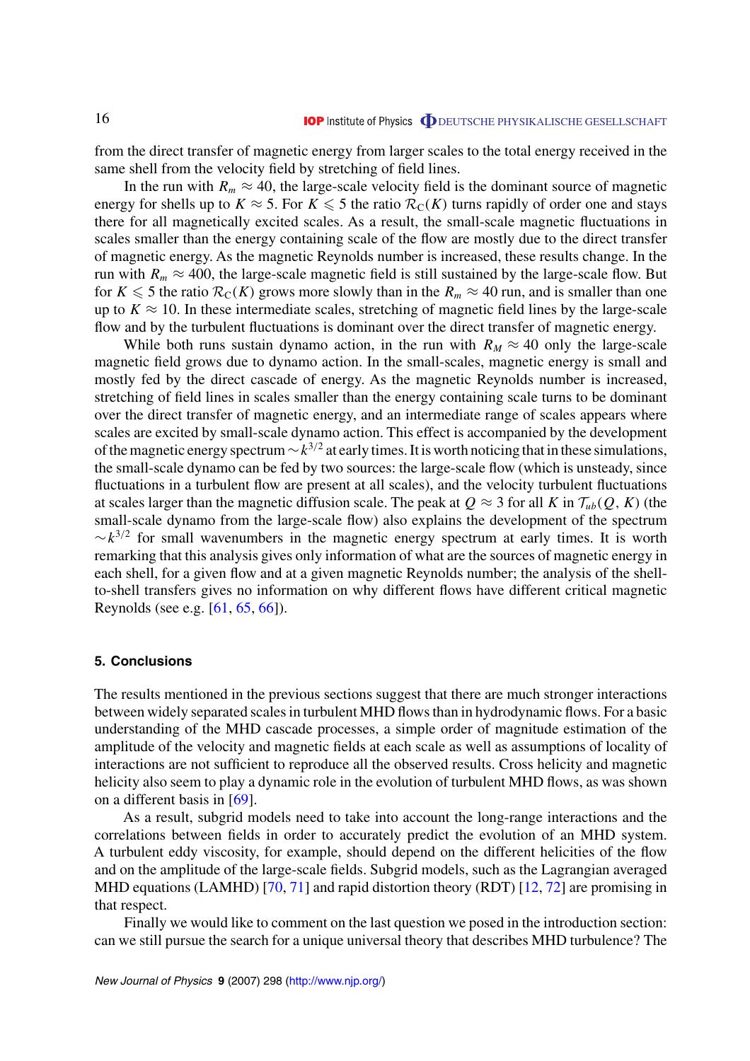from the direct transfer of magnetic energy from larger scales to the total energy received in the same shell from the velocity field by stretching of field lines.

In the run with $R_m \approx 40$, the large-scale velocity field is the dominant source of magnetic energy for shells up to $K \approx 5$. For $K \leqslant 5$ the ratio $\mathcal{R}_C(K)$ turns rapidly of order one and stays there for all magnetically excited scales. As a result, the small-scale magnetic fluctuations in scales smaller than the energy containing scale of the flow are mostly due to the direct transfer of magnetic energy. As the magnetic Reynolds number is increased, these results change. In the run with $R_m \approx 400$, the large-scale magnetic field is still sustained by the large-scale flow. But for $K \leqslant 5$ the ratio $\mathcal{R}_C(K)$ grows more slowly than in the $R_m \approx 40$ run, and is smaller than one up to $K \approx 10$. In these intermediate scales, stretching of magnetic field lines by the large-scale flow and by the turbulent fluctuations is dominant over the direct transfer of magnetic energy.

While both runs sustain dynamo action, in the run with $R_M \approx 40$ only the large-scale magnetic field grows due to dynamo action. In the small-scales, magnetic energy is small and mostly fed by the direct cascade of energy. As the magnetic Reynolds number is increased, stretching of field lines in scales smaller than the energy containing scale turns to be dominant over the direct transfer of magnetic energy, and an intermediate range of scales appears where scales are excited by small-scale dynamo action. This effect is accompanied by the development of the magnetic energy spectrum $\sim k^{3/2}$ at early times. It is worth noticing that in these simulations, the small-scale dynamo can be fed by two sources: the large-scale flow (which is unsteady, since fluctuations in a turbulent flow are present at all scales), and the velocity turbulent fluctuations at scales larger than the magnetic diffusion scale. The peak at $Q \approx 3$ for all $K$ in $\mathcal{T}_{ub}(Q, K)$ (the small-scale dynamo from the large-scale flow) also explains the development of the spectrum $\sim k^{3/2}$ for small wavenumbers in the magnetic energy spectrum at early times. It is worth remarking that this analysis gives only information of what are the sources of magnetic energy in each shell, for a given flow and at a given magnetic Reynolds number; the analysis of the shell-to-shell transfers gives no information on why different flows have different critical magnetic Reynolds (see e.g. [61, 65, 66]).

## 5. Conclusions

The results mentioned in the previous sections suggest that there are much stronger interactions between widely separated scales in turbulent MHD flows than in hydrodynamic flows. For a basic understanding of the MHD cascade processes, a simple order of magnitude estimation of the amplitude of the velocity and magnetic fields at each scale as well as assumptions of locality of interactions are not sufficient to reproduce all the observed results. Cross helicity and magnetic helicity also seem to play a dynamic role in the evolution of turbulent MHD flows, as was shown on a different basis in [69].

As a result, subgrid models need to take into account the long-range interactions and the correlations between fields in order to accurately predict the evolution of an MHD system. A turbulent eddy viscosity, for example, should depend on the different helicities of the flow and on the amplitude of the large-scale fields. Subgrid models, such as the Lagrangian averaged MHD equations (LAMHD) [70, 71] and rapid distortion theory (RDT) [12, 72] are promising in that respect.

Finally we would like to comment on the last question we posed in the introduction section: can we still pursue the search for a unique universal theory that describes MHD turbulence? The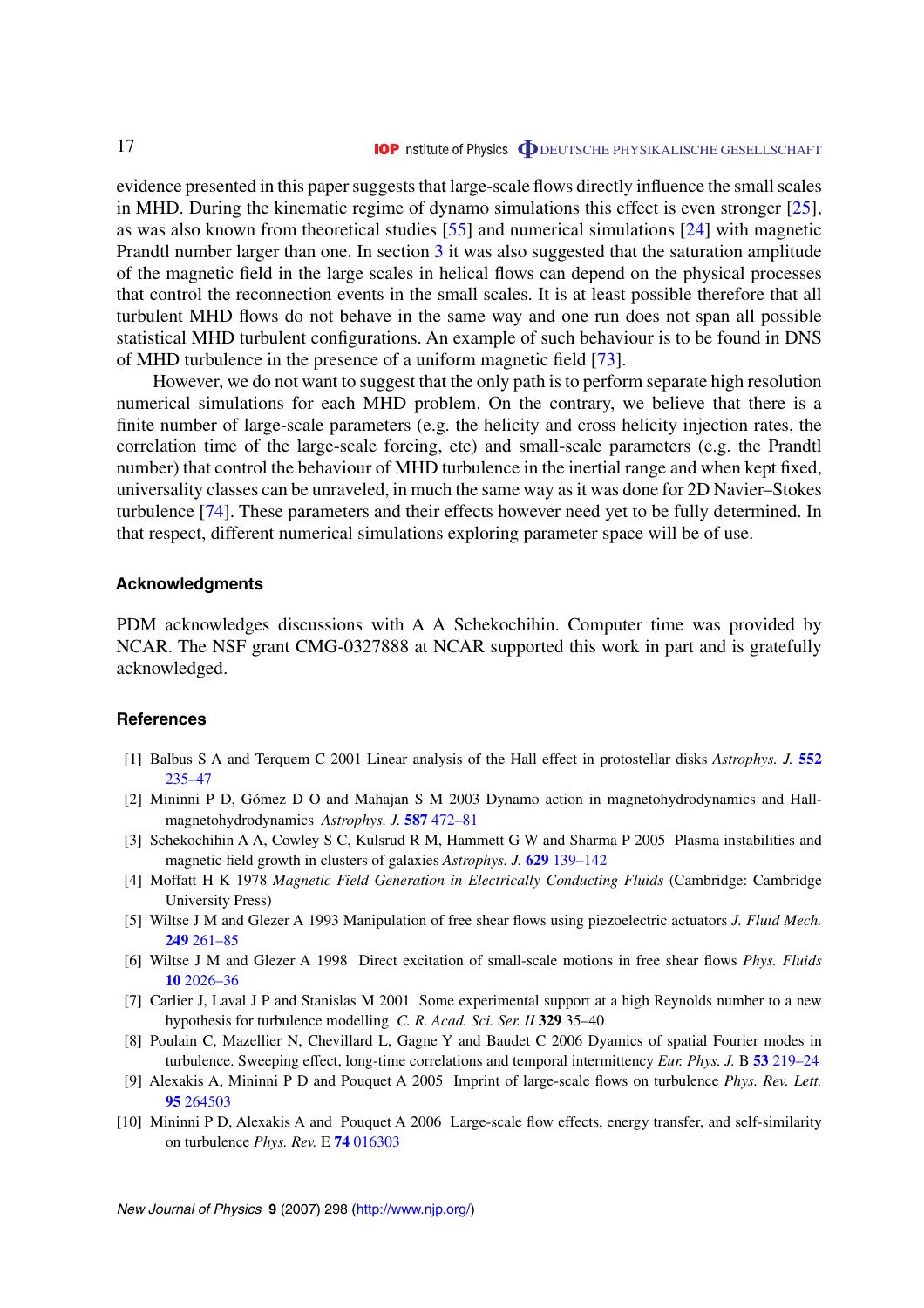evidence presented in this paper suggests that large-scale flows directly influence the small scales in MHD. During the kinematic regime of dynamo simulations this effect is even stronger [25], as was also known from theoretical studies [55] and numerical simulations [24] with magnetic Prandtl number larger than one. In section 3 it was also suggested that the saturation amplitude of the magnetic field in the large scales in helical flows can depend on the physical processes that control the reconnection events in the small scales. It is at least possible therefore that all turbulent MHD flows do not behave in the same way and one run does not span all possible statistical MHD turbulent configurations. An example of such behaviour is to be found in DNS of MHD turbulence in the presence of a uniform magnetic field [73].

However, we do not want to suggest that the only path is to perform separate high resolution numerical simulations for each MHD problem. On the contrary, we believe that there is a finite number of large-scale parameters (e.g. the helicity and cross helicity injection rates, the correlation time of the large-scale forcing, etc) and small-scale parameters (e.g. the Prandtl number) that control the behaviour of MHD turbulence in the inertial range and when kept fixed, universality classes can be unraveled, in much the same way as it was done for 2D Navier–Stokes turbulence [74]. These parameters and their effects however need yet to be fully determined. In that respect, different numerical simulations exploring parameter space will be of use.

## Acknowledgments

PDM acknowledges discussions with A A Schekochihin. Computer time was provided by NCAR. The NSF grant CMG-0327888 at NCAR supported this work in part and is gratefully acknowledged.

## References

[1] Balbus S A and Terquem C 2001 Linear analysis of the Hall effect in protostellar disks *Astrophys. J.* **552** 235–47

[2] Mininni P D, Gómez D O and Mahajan S M 2003 Dynamo action in magnetohydrodynamics and Hall-magnetohydrodynamics *Astrophys. J.* **587** 472–81

[3] Schekochihin A A, Cowley S C, Kulsrud R M, Hammett G W and Sharma P 2005 Plasma instabilities and magnetic field growth in clusters of galaxies *Astrophys. J.* **629** 139–142

[4] Moffatt H K 1978 *Magnetic Field Generation in Electrically Conducting Fluids* (Cambridge: Cambridge University Press)

[5] Wiltse J M and Glezer A 1993 Manipulation of free shear flows using piezoelectric actuators *J. Fluid Mech.* **249** 261–85

[6] Wiltse J M and Glezer A 1998 Direct excitation of small-scale motions in free shear flows *Phys. Fluids* **10** 2026–36

[7] Carlier J, Laval J P and Stanislas M 2001 Some experimental support at a high Reynolds number to a new hypothesis for turbulence modelling *C. R. Acad. Sci. Ser. II* **329** 35–40

[8] Poulain C, Mazellier N, Chevillard L, Gagne Y and Baudet C 2006 Dyamics of spatial Fourier modes in turbulence. Sweeping effect, long-time correlations and temporal intermittency *Eur. Phys. J.* B **53** 219–24

[9] Alexakis A, Mininni P D and Pouquet A 2005 Imprint of large-scale flows on turbulence *Phys. Rev. Lett.* **95** 264503

[10] Mininni P D, Alexakis A and Pouquet A 2006 Large-scale flow effects, energy transfer, and self-similarity on turbulence *Phys. Rev.* E **74** 016303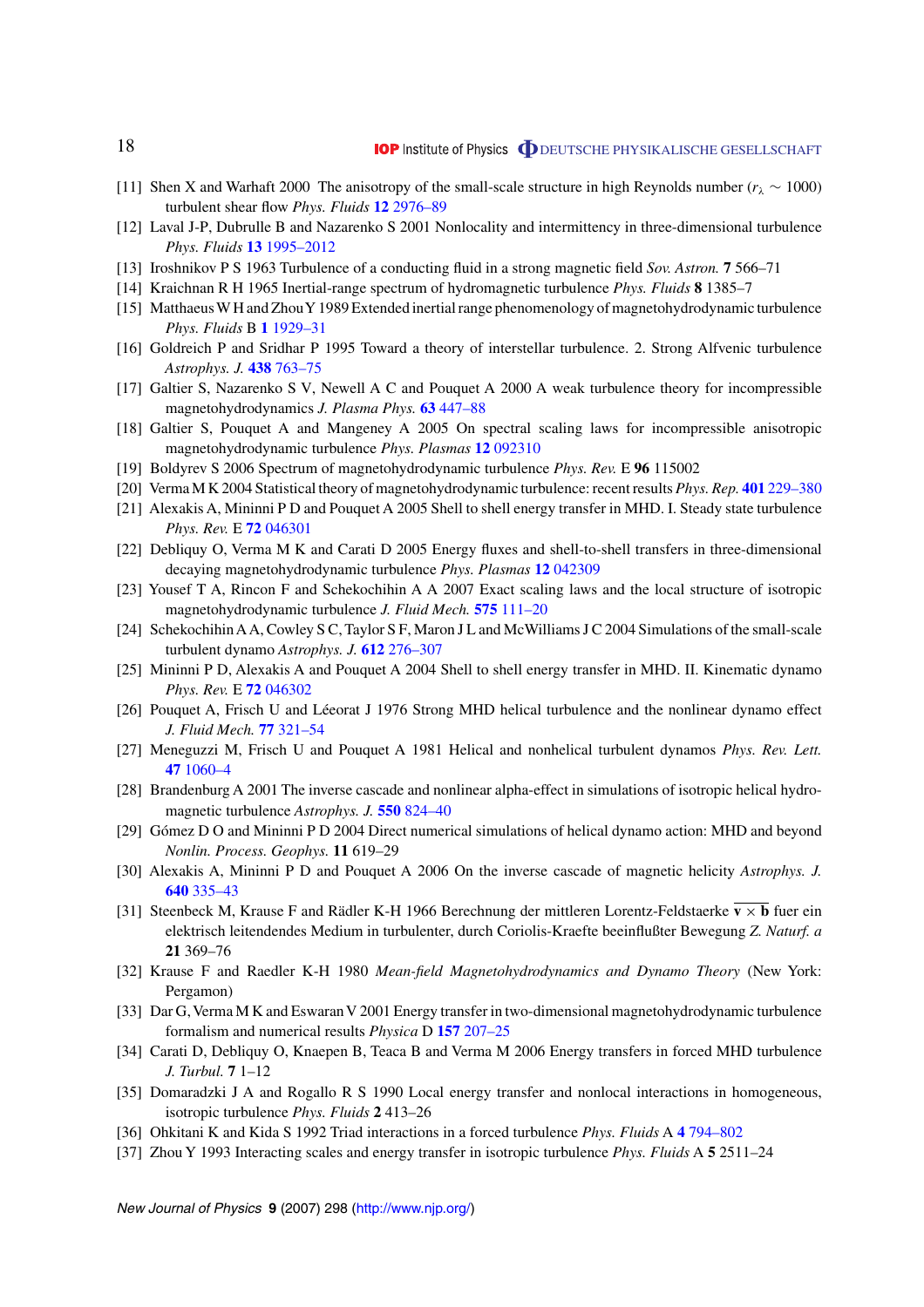[11] Shen X and Warhaft 2000 The anisotropy of the small-scale structure in high Reynolds number ($r_\lambda \sim 1000$) turbulent shear flow *Phys. Fluids* **12** 2976–89

[12] Laval J-P, Dubrulle B and Nazarenko S 2001 Nonlocality and intermittency in three-dimensional turbulence *Phys. Fluids* **13** 1995–2012

[13] Iroshnikov P S 1963 Turbulence of a conducting fluid in a strong magnetic field *Sov. Astron.* **7** 566–71

[14] Kraichnan R H 1965 Inertial-range spectrum of hydromagnetic turbulence *Phys. Fluids* **8** 1385–7

[15] Matthaeus W H and Zhou Y 1989 Extended inertial range phenomenology of magnetohydrodynamic turbulence *Phys. Fluids* B **1** 1929–31

[16] Goldreich P and Sridhar P 1995 Toward a theory of interstellar turbulence. 2. Strong Alfvenic turbulence *Astrophys. J.* **438** 763–75

[17] Galtier S, Nazarenko S V, Newell A C and Pouquet A 2000 A weak turbulence theory for incompressible magnetohydrodynamics *J. Plasma Phys.* **63** 447–88

[18] Galtier S, Pouquet A and Mangeney A 2005 On spectral scaling laws for incompressible anisotropic magnetohydrodynamic turbulence *Phys. Plasmas* **12** 092310

[19] Boldyrev S 2006 Spectrum of magnetohydrodynamic turbulence *Phys. Rev.* E **96** 115002

[20] Verma M K 2004 Statistical theory of magnetohydrodynamic turbulence: recent results *Phys. Rep.* **401** 229–380

[21] Alexakis A, Mininni P D and Pouquet A 2005 Shell to shell energy transfer in MHD. I. Steady state turbulence *Phys. Rev.* E **72** 046301

[22] Debliquy O, Verma M K and Carati D 2005 Energy fluxes and shell-to-shell transfers in three-dimensional decaying magnetohydrodynamic turbulence *Phys. Plasmas* **12** 042309

[23] Yousef T A, Rincon F and Schekochihin A A 2007 Exact scaling laws and the local structure of isotropic magnetohydrodynamic turbulence *J. Fluid Mech.* **575** 111–20

[24] Schekochihin A A, Cowley S C, Taylor S F, Maron J L and McWilliams J C 2004 Simulations of the small-scale turbulent dynamo *Astrophys. J.* **612** 276–307

[25] Mininni P D, Alexakis A and Pouquet A 2004 Shell to shell energy transfer in MHD. II. Kinematic dynamo *Phys. Rev.* E **72** 046302

[26] Pouquet A, Frisch U and Léorat J 1976 Strong MHD helical turbulence and the nonlinear dynamo effect *J. Fluid Mech.* **77** 321–54

[27] Meneguzzi M, Frisch U and Pouquet A 1981 Helical and nonhelical turbulent dynamos *Phys. Rev. Lett.* **47** 1060–4

[28] Brandenburg A 2001 The inverse cascade and nonlinear alpha-effect in simulations of isotropic helical hydromagnetic turbulence *Astrophys. J.* **550** 824–40

[29] Gómez D O and Mininni P D 2004 Direct numerical simulations of helical dynamo action: MHD and beyond *Nonlin. Process. Geophys.* **11** 619–29

[30] Alexakis A, Mininni P D and Pouquet A 2006 On the inverse cascade of magnetic helicity *Astrophys. J.* **640** 335–43

[31] Steenbeck M, Krause F and Rädler K-H 1966 Berechnung der mittleren Lorentz-Feldstaerke $\overline{\mathbf{v} \times \mathbf{b}}$ fuer ein elektrisch leitendendes Medium in turbulenter, durch Coriolis-Kraefte beeinflußter Bewegung *Z. Naturf. a* **21** 369–76

[32] Krause F and Raedler K-H 1980 *Mean-field Magnetohydrodynamics and Dynamo Theory* (New York: Pergamon)

[33] Dar G, Verma M K and Eswaran V 2001 Energy transfer in two-dimensional magnetohydrodynamic turbulence formalism and numerical results *Physica* D **157** 207–25

[34] Carati D, Debliquy O, Knaepen B, Teaca B and Verma M 2006 Energy transfers in forced MHD turbulence *J. Turbul.* **7** 1–12

[35] Domaradzki J A and Rogallo R S 1990 Local energy transfer and nonlocal interactions in homogeneous, isotropic turbulence *Phys. Fluids* **2** 413–26

[36] Ohkitani K and Kida S 1992 Triad interactions in a forced turbulence *Phys. Fluids* A **4** 794–802

[37] Zhou Y 1993 Interacting scales and energy transfer in isotropic turbulence *Phys. Fluids* A **5** 2511–24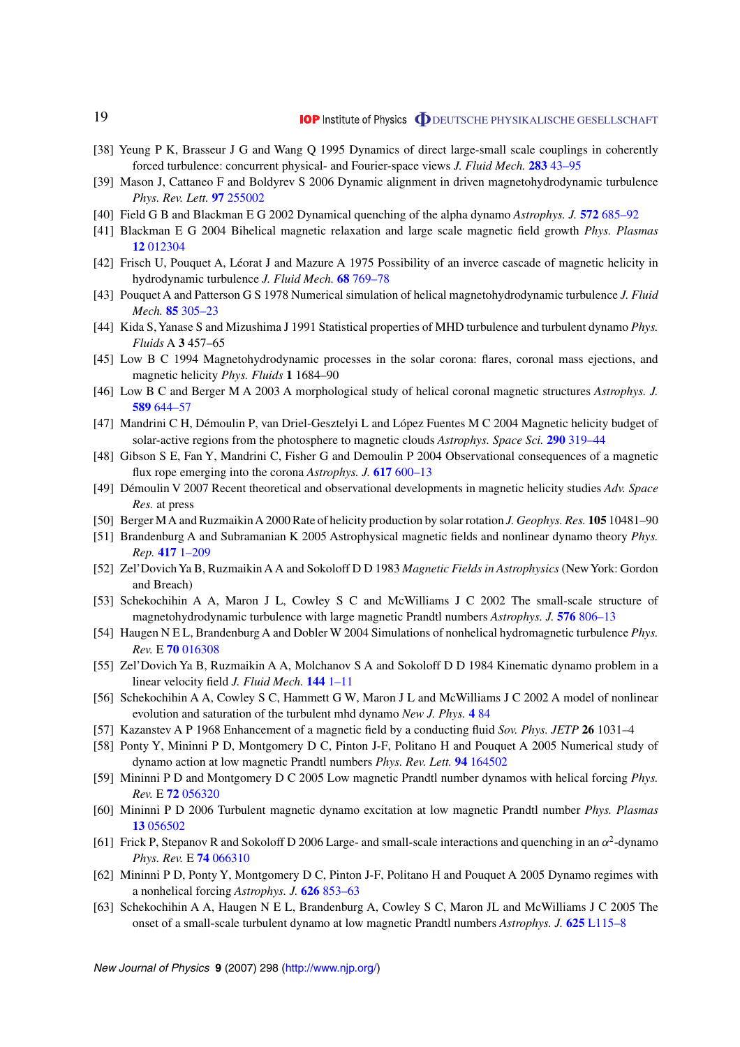[38] Yeung P K, Brasseur J G and Wang Q 1995 Dynamics of direct large-small scale couplings in coherently forced turbulence: concurrent physical- and Fourier-space views *J. Fluid Mech.* **283** 43–95

[39] Mason J, Cattaneo F and Boldyrev S 2006 Dynamic alignment in driven magnetohydrodynamic turbulence *Phys. Rev. Lett.* **97** 255002

[40] Field G B and Blackman E G 2002 Dynamical quenching of the alpha dynamo *Astrophys. J.* **572** 685–92

[41] Blackman E G 2004 Bihelical magnetic relaxation and large scale magnetic field growth *Phys. Plasmas* **12** 012304

[42] Frisch U, Pouquet A, Léorat J and Mazure A 1975 Possibility of an inverse cascade of magnetic helicity in hydrodynamic turbulence *J. Fluid Mech.* **68** 769–78

[43] Pouquet A and Patterson G S 1978 Numerical simulation of helical magnetohydrodynamic turbulence *J. Fluid Mech.* **85** 305–23

[44] Kida S, Yanase S and Mizushima J 1991 Statistical properties of MHD turbulence and turbulent dynamo *Phys. Fluids* A **3** 457–65

[45] Low B C 1994 Magnetohydrodynamic processes in the solar corona: flares, coronal mass ejections, and magnetic helicity *Phys. Fluids* **1** 1684–90

[46] Low B C and Berger M A 2003 A morphological study of helical coronal magnetic structures *Astrophys. J.* **589** 644–57

[47] Mandrini C H, Démoulin P, van Driel-Gesztelyi L and López Fuentes M C 2004 Magnetic helicity budget of solar-active regions from the photosphere to magnetic clouds *Astrophys. Space Sci.* **290** 319–44

[48] Gibson S E, Fan Y, Mandrini C, Fisher G and Demoulin P 2004 Observational consequences of a magnetic flux rope emerging into the corona *Astrophys. J.* **617** 600–13

[49] Démoulin V 2007 Recent theoretical and observational developments in magnetic helicity studies *Adv. Space Res.* at press

[50] Berger M A and Ruzmaikin A 2000 Rate of helicity production by solar rotation *J. Geophys. Res.* **105** 10481–90

[51] Brandenburg A and Subramanian K 2005 Astrophysical magnetic fields and nonlinear dynamo theory *Phys. Rep.* **417** 1–209

[52] Zel'Dovich Ya B, Ruzmaikin A A and Sokoloff D D 1983 *Magnetic Fields in Astrophysics* (New York: Gordon and Breach)

[53] Schekochihin A A, Maron J L, Cowley S C and McWilliams J C 2002 The small-scale structure of magnetohydrodynamic turbulence with large magnetic Prandtl numbers *Astrophys. J.* **576** 806–13

[54] Haugen N E L, Brandenburg A and Dobler W 2004 Simulations of nonhelical hydromagnetic turbulence *Phys. Rev.* E **70** 016308

[55] Zel'Dovich Ya B, Ruzmaikin A A, Molchanov S A and Sokoloff D D 1984 Kinematic dynamo problem in a linear velocity field *J. Fluid Mech.* **144** 1–11

[56] Schekochihin A A, Cowley S C, Hammett G W, Maron J L and McWilliams J C 2002 A model of nonlinear evolution and saturation of the turbulent mhd dynamo *New J. Phys.* **4** 84

[57] Kazanstev A P 1968 Enhancement of a magnetic field by a conducting fluid *Sov. Phys. JETP* **26** 1031–4

[58] Ponty Y, Mininni P D, Montgomery D C, Pinton J-F, Politano H and Pouquet A 2005 Numerical study of dynamo action at low magnetic Prandtl numbers *Phys. Rev. Lett.* **94** 164502

[59] Mininni P D and Montgomery D C 2005 Low magnetic Prandtl number dynamos with helical forcing *Phys. Rev.* E **72** 056320

[60] Mininni P D 2006 Turbulent magnetic dynamo excitation at low magnetic Prandtl number *Phys. Plasmas* **13** 056502

[61] Frick P, Stepanov R and Sokoloff D 2006 Large- and small-scale interactions and quenching in an $\alpha^2$-dynamo *Phys. Rev.* E **74** 066310

[62] Mininni P D, Ponty Y, Montgomery D C, Pinton J-F, Politano H and Pouquet A 2005 Dynamo regimes with a nonhelical forcing *Astrophys. J.* **626** 853–63

[63] Schekochihin A A, Haugen N E L, Brandenburg A, Cowley S C, Maron JL and McWilliams J C 2005 The onset of a small-scale turbulent dynamo at low magnetic Prandtl numbers *Astrophys. J.* **625** L115–8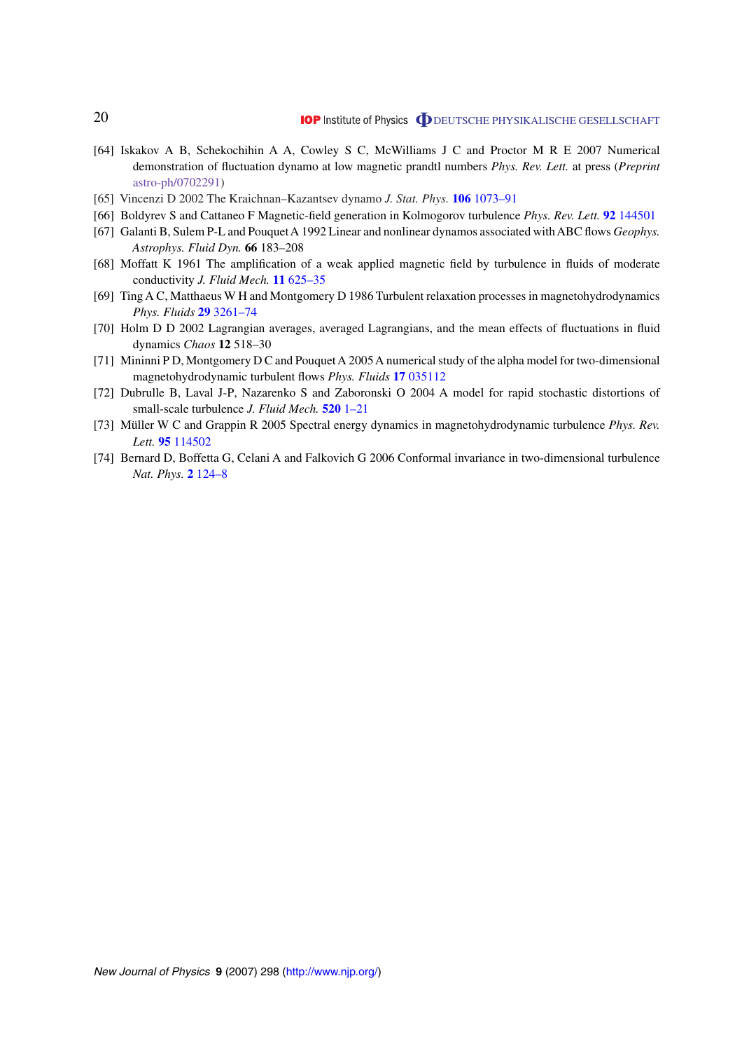[64] Iskakov A B, Schekochihin A A, Cowley S C, McWilliams J C and Proctor M R E 2007 Numerical demonstration of fluctuation dynamo at low magnetic prandtl numbers *Phys. Rev. Lett.* at press (*Preprint* astro-ph/0702291)

[65] Vincenzi D 2002 The Kraichnan–Kazantsev dynamo *J. Stat. Phys.* **106** 1073–91

[66] Boldyrev S and Cattaneo F Magnetic-field generation in Kolmogorov turbulence *Phys. Rev. Lett.* **92** 144501

[67] Galanti B, Sulem P-L and Pouquet A 1992 Linear and nonlinear dynamos associated with ABC flows *Geophys. Astrophys. Fluid Dyn.* **66** 183–208

[68] Moffatt K 1961 The amplification of a weak applied magnetic field by turbulence in fluids of moderate conductivity *J. Fluid Mech.* **11** 625–35

[69] Ting A C, Matthaeus W H and Montgomery D 1986 Turbulent relaxation processes in magnetohydrodynamics *Phys. Fluids* **29** 3261–74

[70] Holm D D 2002 Lagrangian averages, averaged Lagrangians, and the mean effects of fluctuations in fluid dynamics *Chaos* **12** 518–30

[71] Mininni P D, Montgomery D C and Pouquet A 2005 A numerical study of the alpha model for two-dimensional magnetohydrodynamic turbulent flows *Phys. Fluids* **17** 035112

[72] Dubrulle B, Laval J-P, Nazarenko S and Zaboronski O 2004 A model for rapid stochastic distortions of small-scale turbulence *J. Fluid Mech.* **520** 1–21

[73] Müller W C and Grappin R 2005 Spectral energy dynamics in magnetohydrodynamic turbulence *Phys. Rev. Lett.* **95** 114502

[74] Bernard D, Boffetta G, Celani A and Falkovich G 2006 Conformal invariance in two-dimensional turbulence *Nat. Phys.* **2** 124–8